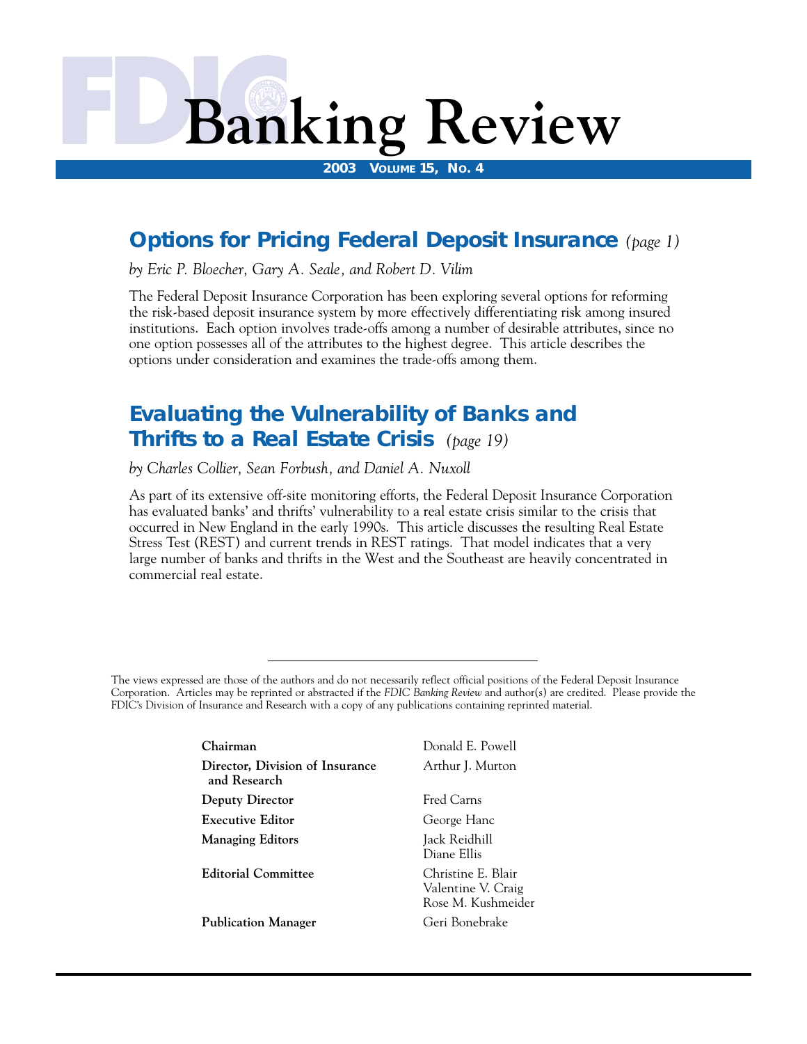# FDIC Banking Review

**2003 VOLUME 15, NO. 4**

## Options for Pricing Federal Deposit Insurance *(page 1)*

*by Eric P. Bloecher, Gary A. Seale, and Robert D. Vilim*

The Federal Deposit Insurance Corporation has been exploring several options for reforming the risk-based deposit insurance system by more effectively differentiating risk among insured institutions. Each option involves trade-offs among a number of desirable attributes, since no one option possesses all of the attributes to the highest degree. This article describes the options under consideration and examines the trade-offs among them.

## Evaluating the Vulnerability of Banks and Thrifts to a Real Estate Crisis *(page 19)*

*by Charles Collier, Sean Forbush, and Daniel A. Nuxoll*

As part of its extensive off-site monitoring efforts, the Federal Deposit Insurance Corporation has evaluated banks' and thrifts' vulnerability to a real estate crisis similar to the crisis that occurred in New England in the early 1990s. This article discusses the resulting Real Estate Stress Test (REST) and current trends in REST ratings. That model indicates that a very large number of banks and thrifts in the West and the Southeast are heavily concentrated in commercial real estate.

---

The views expressed are those of the authors and do not necessarily reflect official positions of the Federal Deposit Insurance Corporation. Articles may be reprinted or abstracted if the *FDIC Banking Review* and author(s) are credited. Please provide the FDIC's Division of Insurance and Research with a copy of any publications containing reprinted material.

| | |
|---|---|
| **Chairman** | Donald E. Powell |
| **Director, Division of Insurance and Research** | Arthur J. Murton |
| **Deputy Director** | Fred Carns |
| **Executive Editor** | George Hanc |
| **Managing Editors** | Jack Reidhill<br>Diane Ellis |
| **Editorial Committee** | Christine E. Blair<br>Valentine V. Craig<br>Rose M. Kushmeider |
| **Publication Manager** | Geri Bonebrake |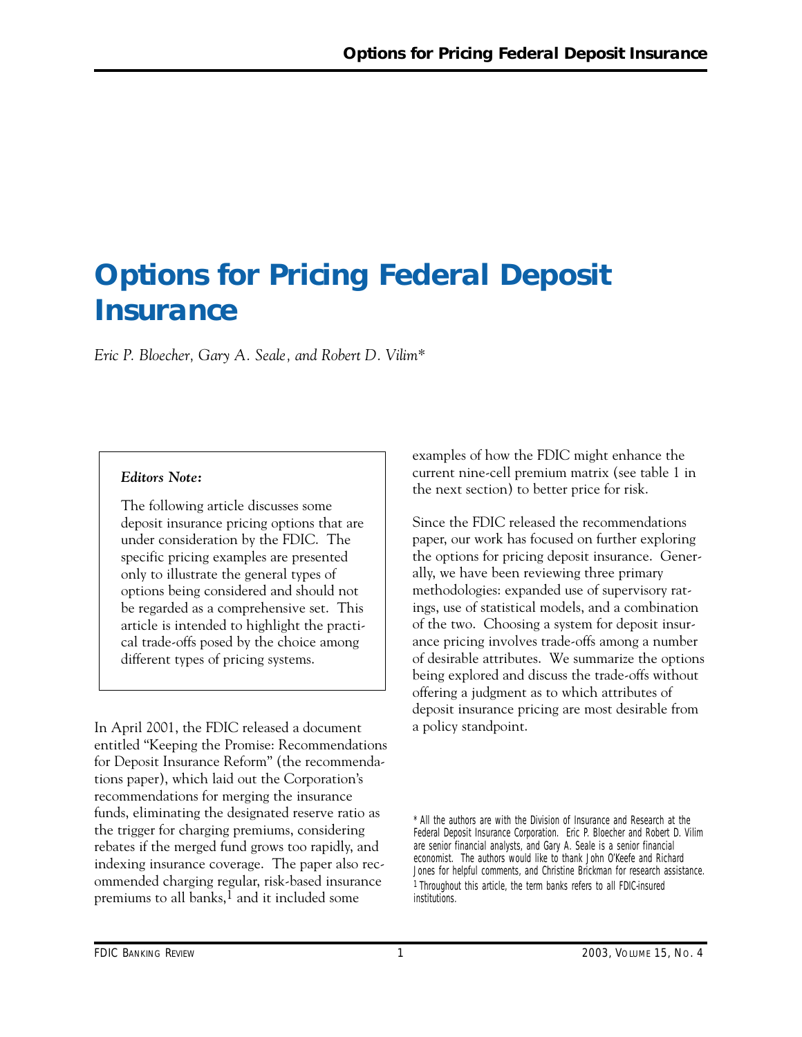# Options for Pricing Federal Deposit Insurance

*Eric P. Bloecher, Gary A. Seale, and Robert D. Vilim**

***Editors Note:***

The following article discusses some deposit insurance pricing options that are under consideration by the FDIC. The specific pricing examples are presented only to illustrate the general types of options being considered and should not be regarded as a comprehensive set. This article is intended to highlight the practical trade-offs posed by the choice among different types of pricing systems.

In April 2001, the FDIC released a document entitled "Keeping the Promise: Recommendations for Deposit Insurance Reform" (the recommendations paper), which laid out the Corporation's recommendations for merging the insurance funds, eliminating the designated reserve ratio as the trigger for charging premiums, considering rebates if the merged fund grows too rapidly, and indexing insurance coverage. The paper also recommended charging regular, risk-based insurance premiums to all banks,[1] and it included some examples of how the FDIC might enhance the current nine-cell premium matrix (see table 1 in the next section) to better price for risk.

Since the FDIC released the recommendations paper, our work has focused on further exploring the options for pricing deposit insurance. Generally, we have been reviewing three primary methodologies: expanded use of supervisory ratings, use of statistical models, and a combination of the two. Choosing a system for deposit insurance pricing involves trade-offs among a number of desirable attributes. We summarize the options being explored and discuss the trade-offs without offering a judgment as to which attributes of deposit insurance pricing are most desirable from a policy standpoint.

\* All the authors are with the Division of Insurance and Research at the Federal Deposit Insurance Corporation. Eric P. Bloecher and Robert D. Vilim are senior financial analysts, and Gary A. Seale is a senior financial economist. The authors would like to thank John O'Keefe and Richard Jones for helpful comments, and Christine Brickman for research assistance.

[1] Throughout this article, the term banks refers to all FDIC-insured institutions.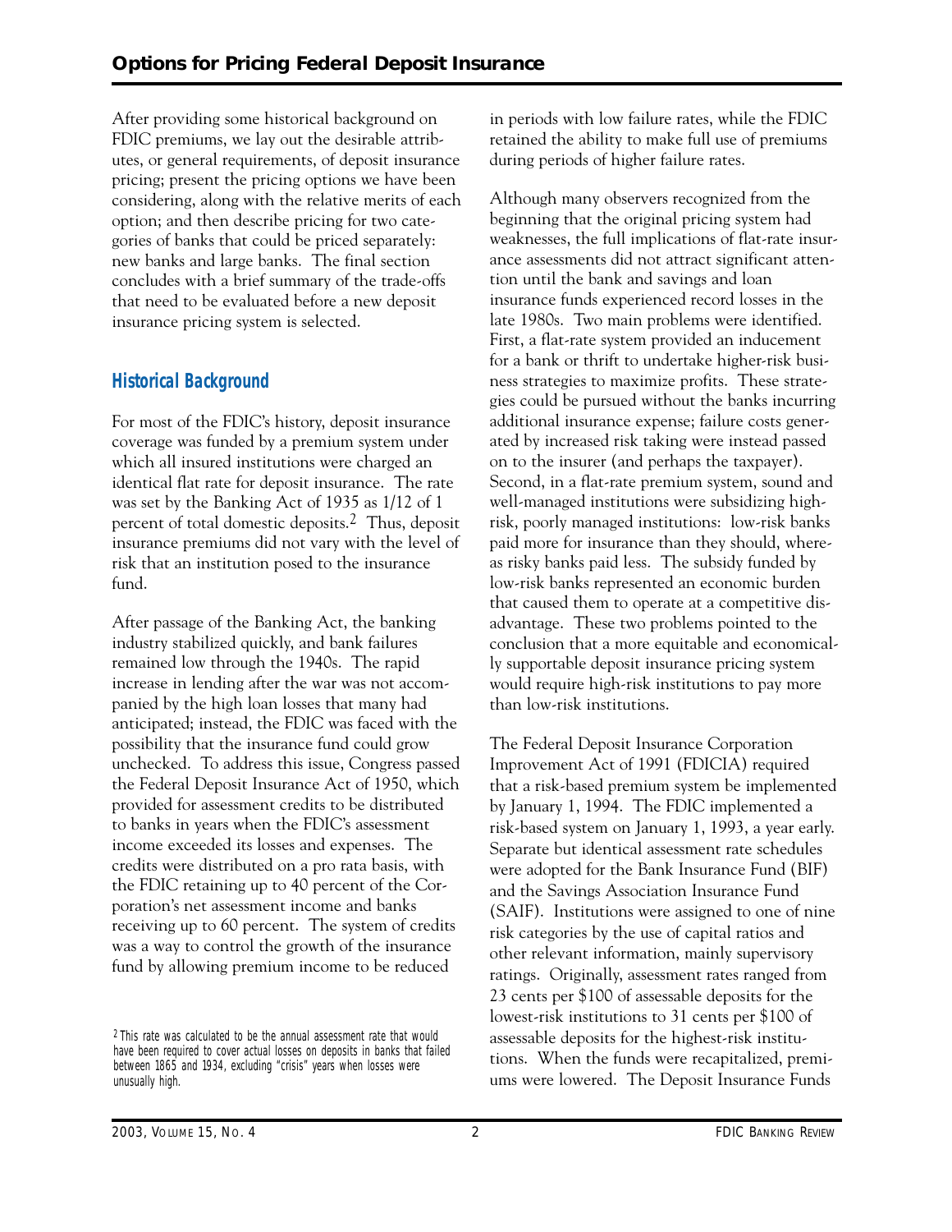After providing some historical background on FDIC premiums, we lay out the desirable attributes, or general requirements, of deposit insurance pricing; present the pricing options we have been considering, along with the relative merits of each option; and then describe pricing for two categories of banks that could be priced separately: new banks and large banks. The final section concludes with a brief summary of the trade-offs that need to be evaluated before a new deposit insurance pricing system is selected.

## Historical Background

For most of the FDIC's history, deposit insurance coverage was funded by a premium system under which all insured institutions were charged an identical flat rate for deposit insurance. The rate was set by the Banking Act of 1935 as 1/12 of 1 percent of total domestic deposits.[2] Thus, deposit insurance premiums did not vary with the level of risk that an institution posed to the insurance fund.

After passage of the Banking Act, the banking industry stabilized quickly, and bank failures remained low through the 1940s. The rapid increase in lending after the war was not accompanied by the high loan losses that many had anticipated; instead, the FDIC was faced with the possibility that the insurance fund could grow unchecked. To address this issue, Congress passed the Federal Deposit Insurance Act of 1950, which provided for assessment credits to be distributed to banks in years when the FDIC's assessment income exceeded its losses and expenses. The credits were distributed on a pro rata basis, with the FDIC retaining up to 40 percent of the Corporation's net assessment income and banks receiving up to 60 percent. The system of credits was a way to control the growth of the insurance fund by allowing premium income to be reduced in periods with low failure rates, while the FDIC retained the ability to make full use of premiums during periods of higher failure rates.

Although many observers recognized from the beginning that the original pricing system had weaknesses, the full implications of flat-rate insurance assessments did not attract significant attention until the bank and savings and loan insurance funds experienced record losses in the late 1980s. Two main problems were identified. First, a flat-rate system provided an inducement for a bank or thrift to undertake higher-risk business strategies to maximize profits. These strategies could be pursued without the banks incurring additional insurance expense; failure costs generated by increased risk taking were instead passed on to the insurer (and perhaps the taxpayer). Second, in a flat-rate premium system, sound and well-managed institutions were subsidizing high-risk, poorly managed institutions: low-risk banks paid more for insurance than they should, whereas risky banks paid less. The subsidy funded by low-risk banks represented an economic burden that caused them to operate at a competitive disadvantage. These two problems pointed to the conclusion that a more equitable and economically supportable deposit insurance pricing system would require high-risk institutions to pay more than low-risk institutions.

The Federal Deposit Insurance Corporation Improvement Act of 1991 (FDICIA) required that a risk-based premium system be implemented by January 1, 1994. The FDIC implemented a risk-based system on January 1, 1993, a year early. Separate but identical assessment rate schedules were adopted for the Bank Insurance Fund (BIF) and the Savings Association Insurance Fund (SAIF). Institutions were assigned to one of nine risk categories by the use of capital ratios and other relevant information, mainly supervisory ratings. Originally, assessment rates ranged from 23 cents per $100 of assessable deposits for the lowest-risk institutions to 31 cents per $100 of assessable deposits for the highest-risk institutions. When the funds were recapitalized, premiums were lowered. The Deposit Insurance Funds

[2] This rate was calculated to be the annual assessment rate that would have been required to cover actual losses on deposits in banks that failed between 1865 and 1934, excluding "crisis" years when losses were unusually high.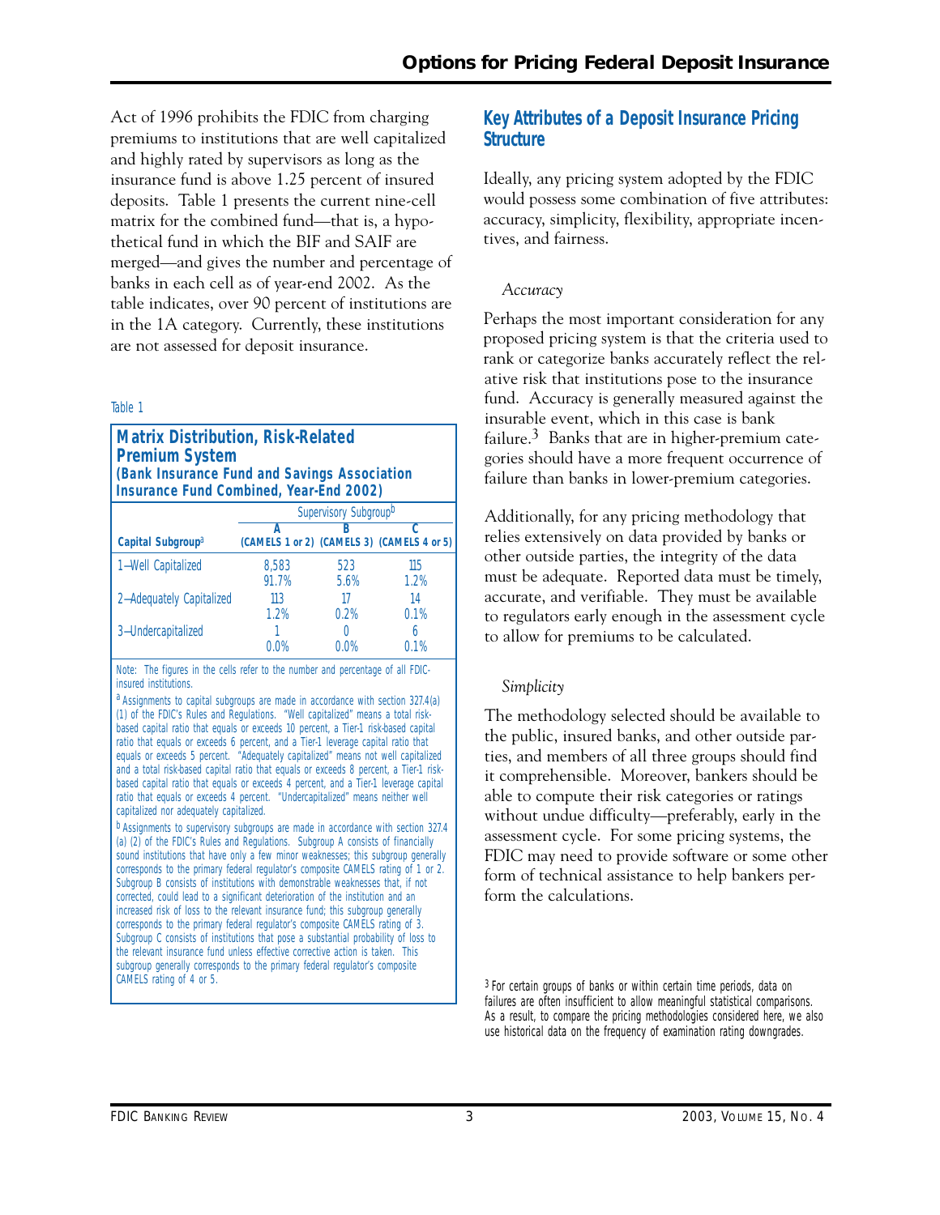Act of 1996 prohibits the FDIC from charging premiums to institutions that are well capitalized and highly rated by supervisors as long as the insurance fund is above 1.25 percent of insured deposits. Table 1 presents the current nine-cell matrix for the combined fund—that is, a hypothetical fund in which the BIF and SAIF are merged—and gives the number and percentage of banks in each cell as of year-end 2002. As the table indicates, over 90 percent of institutions are in the 1A category. Currently, these institutions are not assessed for deposit insurance.

Table 1

**Matrix Distribution, Risk-Related Premium System**
**(Bank Insurance Fund and Savings Association Insurance Fund Combined, Year-End 2002)**

| | Supervisory Subgroup[b] | | |
|---|---|---|---|
| Capital Subgroup[a] | A (CAMELS 1 or 2) | B (CAMELS 3) | C (CAMELS 4 or 5) |
| 1—Well Capitalized | 8,583<br>91.7% | 523<br>5.6% | 115<br>1.2% |
| 2—Adequately Capitalized | 113<br>1.2% | 17<br>0.2% | 14<br>0.1% |
| 3—Undercapitalized | 1<br>0.0% | 0<br>0.0% | 6<br>0.1% |

Note: The figures in the cells refer to the number and percentage of all FDIC-insured institutions.

[a] Assignments to capital subgroups are made in accordance with section 327.4(a)(1) of the FDIC's Rules and Regulations. "Well capitalized" means a total risk-based capital ratio that equals or exceeds 10 percent, a Tier-1 risk-based capital ratio that equals or exceeds 6 percent, and a Tier-1 leverage capital ratio that equals or exceeds 5 percent. "Adequately capitalized" means not well capitalized and a total risk-based capital ratio that equals or exceeds 8 percent, a Tier-1 risk-based capital ratio that equals or exceeds 4 percent, and a Tier-1 leverage capital ratio that equals or exceeds 4 percent. "Undercapitalized" means neither well capitalized nor adequately capitalized.

[b] Assignments to supervisory subgroups are made in accordance with section 327.4(a)(2) of the FDIC's Rules and Regulations. Subgroup A consists of financially sound institutions that have only a few minor weaknesses; this subgroup generally corresponds to the primary federal regulator's composite CAMELS rating of 1 or 2. Subgroup B consists of institutions with demonstrable weaknesses that, if not corrected, could lead to a significant deterioration of the institution and an increased risk of loss to the relevant insurance fund; this subgroup generally corresponds to the primary federal regulator's composite CAMELS rating of 3. Subgroup C consists of institutions that pose a substantial probability of loss to the relevant insurance fund unless effective corrective action is taken. This subgroup generally corresponds to the primary federal regulator's composite CAMELS rating of 4 or 5.

## Key Attributes of a Deposit Insurance Pricing Structure

Ideally, any pricing system adopted by the FDIC would possess some combination of five attributes: accuracy, simplicity, flexibility, appropriate incentives, and fairness.

*Accuracy*

Perhaps the most important consideration for any proposed pricing system is that the criteria used to rank or categorize banks accurately reflect the relative risk that institutions pose to the insurance fund. Accuracy is generally measured against the insurable event, which in this case is bank failure.[3] Banks that are in higher-premium categories should have a more frequent occurrence of failure than banks in lower-premium categories.

Additionally, for any pricing methodology that relies extensively on data provided by banks or other outside parties, the integrity of the data must be adequate. Reported data must be timely, accurate, and verifiable. They must be available to regulators early enough in the assessment cycle to allow for premiums to be calculated.

*Simplicity*

The methodology selected should be available to the public, insured banks, and other outside parties, and members of all three groups should find it comprehensible. Moreover, bankers should be able to compute their risk categories or ratings without undue difficulty—preferably, early in the assessment cycle. For some pricing systems, the FDIC may need to provide software or some other form of technical assistance to help bankers perform the calculations.

[3] For certain groups of banks or within certain time periods, data on failures are often insufficient to allow meaningful statistical comparisons. As a result, to compare the pricing methodologies considered here, we also use historical data on the frequency of examination rating downgrades.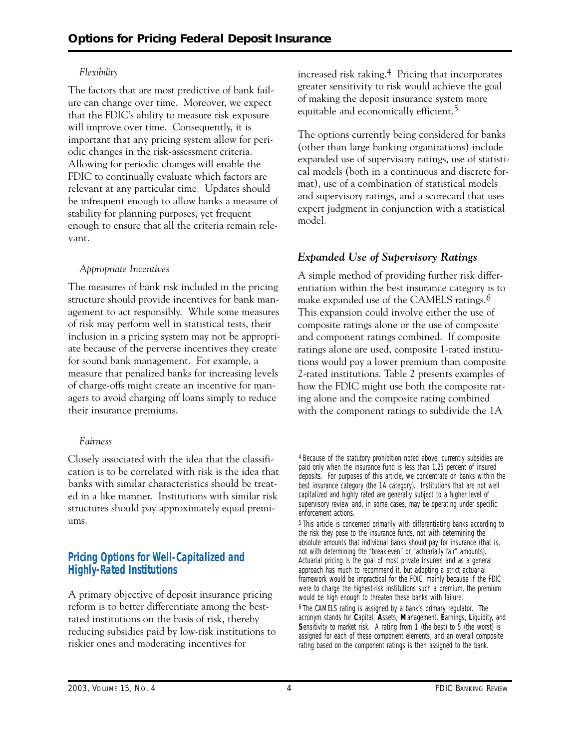*Flexibility*

The factors that are most predictive of bank failure can change over time. Moreover, we expect that the FDIC's ability to measure risk exposure will improve over time. Consequently, it is important that any pricing system allow for periodic changes in the risk-assessment criteria. Allowing for periodic changes will enable the FDIC to continually evaluate which factors are relevant at any particular time. Updates should be infrequent enough to allow banks a measure of stability for planning purposes, yet frequent enough to ensure that all the criteria remain relevant.

*Appropriate Incentives*

The measures of bank risk included in the pricing structure should provide incentives for bank management to act responsibly. While some measures of risk may perform well in statistical tests, their inclusion in a pricing system may not be appropriate because of the perverse incentives they create for sound bank management. For example, a measure that penalized banks for increasing levels of charge-offs might create an incentive for managers to avoid charging off loans simply to reduce their insurance premiums.

*Fairness*

Closely associated with the idea that the classification is to be correlated with risk is the idea that banks with similar characteristics should be treated in a like manner. Institutions with similar risk structures should pay approximately equal premiums.

## Pricing Options for Well-Capitalized and Highly-Rated Institutions

A primary objective of deposit insurance pricing reform is to better differentiate among the best-rated institutions on the basis of risk, thereby reducing subsidies paid by low-risk institutions to riskier ones and moderating incentives for increased risk taking.[4] Pricing that incorporates greater sensitivity to risk would achieve the goal of making the deposit insurance system more equitable and economically efficient.[5]

The options currently being considered for banks (other than large banking organizations) include expanded use of supervisory ratings, use of statistical models (both in a continuous and discrete format), use of a combination of statistical models and supervisory ratings, and a scorecard that uses expert judgment in conjunction with a statistical model.

### *Expanded Use of Supervisory Ratings*

A simple method of providing further risk differentiation within the best insurance category is to make expanded use of the CAMELS ratings.[6] This expansion could involve either the use of composite ratings alone or the use of composite and component ratings combined. If composite ratings alone are used, composite 1-rated institutions would pay a lower premium than composite 2-rated institutions. Table 2 presents examples of how the FDIC might use both the composite rating alone and the composite rating combined with the component ratings to subdivide the 1A

---

[4] Because of the statutory prohibition noted above, currently subsidies are paid only when the insurance fund is less than 1.25 percent of insured deposits. For purposes of this article, we concentrate on banks within the best insurance category (the 1A category). Institutions that are not well capitalized and highly rated are generally subject to a higher level of supervisory review and, in some cases, may be operating under specific enforcement actions.

[5] This article is concerned primarily with differentiating banks according to the risk they pose to the insurance funds, not with determining the absolute amounts that individual banks should pay for insurance (that is, not with determining the "break-even" or "actuarially fair" amounts). Actuarial pricing is the goal of most private insurers and as a general approach has much to recommend it, but adopting a strict actuarial framework would be impractical for the FDIC, mainly because if the FDIC were to charge the highest-risk institutions such a premium, the premium would be high enough to threaten these banks with failure.

[6] The CAMELS rating is assigned by a bank's primary regulator. The acronym stands for **C**apital, **A**ssets, **M**anagement, **E**arnings, **L**iquidity, and **S**ensitivity to market risk. A rating from 1 (the best) to 5 (the worst) is assigned for each of these component elements, and an overall composite rating based on the component ratings is then assigned to the bank.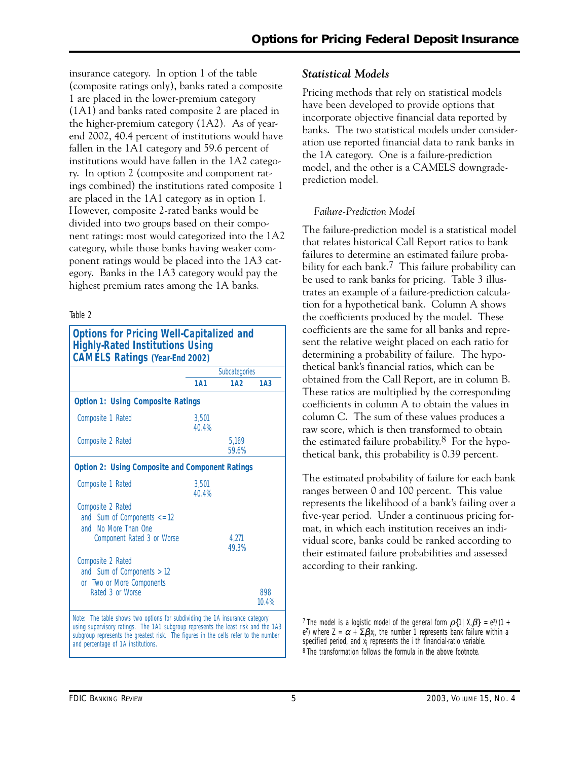insurance category. In option 1 of the table (composite ratings only), banks rated a composite 1 are placed in the lower-premium category (1A1) and banks rated composite 2 are placed in the higher-premium category (1A2). As of year-end 2002, 40.4 percent of institutions would have fallen in the 1A1 category and 59.6 percent of institutions would have fallen in the 1A2 category. In option 2 (composite and component ratings combined) the institutions rated composite 1 are placed in the 1A1 category as in option 1. However, composite 2-rated banks would be divided into two groups based on their component ratings: most would categorized into the 1A2 category, while those banks having weaker component ratings would be placed into the 1A3 category. Banks in the 1A3 category would pay the highest premium rates among the 1A banks.

Table 2

**Options for Pricing Well-Capitalized and Highly-Rated Institutions Using CAMELS Ratings (Year-End 2002)**

| | Subcategories | | |
|---|---|---|---|
| | **1A1** | **1A2** | **1A3** |
| **Option 1: Using Composite Ratings** | | | |
| Composite 1 Rated | 3,501<br>40.4% | | |
| Composite 2 Rated | | 5,169<br>59.6% | |
| **Option 2: Using Composite and Component Ratings** | | | |
| Composite 1 Rated | 3,501<br>40.4% | | |
| Composite 2 Rated and Sum of Components <= 12 and No More Than One Component Rated 3 or Worse | | 4,271<br>49.3% | |
| Composite 2 Rated and Sum of Components > 12 or Two or More Components Rated 3 or Worse | | | 898<br>10.4% |

Note: The table shows two options for subdividing the 1A insurance category using supervisory ratings. The 1A1 subgroup represents the least risk and the 1A3 subgroup represents the greatest risk. The figures in the cells refer to the number and percentage of 1A institutions.

## *Statistical Models*

Pricing methods that rely on statistical models have been developed to provide options that incorporate objective financial data reported by banks. The two statistical models under consideration use reported financial data to rank banks in the 1A category. One is a failure-prediction model, and the other is a CAMELS downgrade-prediction model.

### *Failure-Prediction Model*

The failure-prediction model is a statistical model that relates historical Call Report ratios to bank failures to determine an estimated failure probability for each bank.[7] This failure probability can be used to rank banks for pricing. Table 3 illustrates an example of a failure-prediction calculation for a hypothetical bank. Column A shows the coefficients produced by the model. These coefficients are the same for all banks and represent the relative weight placed on each ratio for determining a probability of failure. The hypothetical bank's financial ratios, which can be obtained from the Call Report, are in column B. These ratios are multiplied by the corresponding coefficients in column A to obtain the values in column C. The sum of these values produces a raw score, which is then transformed to obtain the estimated failure probability.[8] For the hypothetical bank, this probability is 0.39 percent.

The estimated probability of failure for each bank ranges between 0 and 100 percent. This value represents the likelihood of a bank's failing over a five-year period. Under a continuous pricing format, in which each institution receives an individual score, banks could be ranked according to their estimated failure probabilities and assessed according to their ranking.

[7] The model is a logistic model of the general form $\rho\{1|X,\beta\} = e^{Z}/(1 + e^{Z})$ where $Z = \alpha + \Sigma\beta_i x_i$, the number 1 represents bank failure within a specified period, and $x_i$ represents the i th financial-ratio variable.

[8] The transformation follows the formula in the above footnote.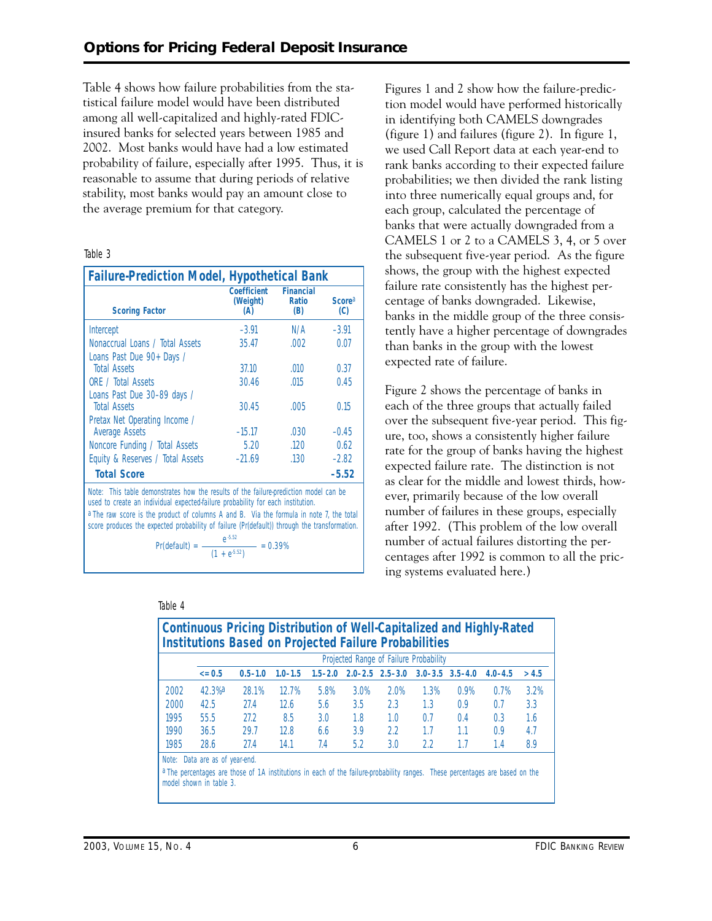Table 4 shows how failure probabilities from the statistical failure model would have been distributed among all well-capitalized and highly-rated FDIC-insured banks for selected years between 1985 and 2002. Most banks would have had a low estimated probability of failure, especially after 1995. Thus, it is reasonable to assume that during periods of relative stability, most banks would pay an amount close to the average premium for that category.

Table 3

**Failure-Prediction Model, Hypothetical Bank**

| Scoring Factor | Coefficient (Weight) (A) | Financial Ratio (B) | Score[a] (C) |
|---|---|---|---|
| Intercept | −3.91 | N/A | −3.91 |
| Nonaccrual Loans / Total Assets | 35.47 | .002 | 0.07 |
| Loans Past Due 90+ Days / Total Assets | 37.10 | .010 | 0.37 |
| ORE / Total Assets | 30.46 | .015 | 0.45 |
| Loans Past Due 30–89 days / Total Assets | 30.45 | .005 | 0.15 |
| Pretax Net Operating Income / Average Assets | −15.17 | .030 | −0.45 |
| Noncore Funding / Total Assets | 5.20 | .120 | 0.62 |
| Equity & Reserves / Total Assets | −21.69 | .130 | −2.82 |
| **Total Score** | | | **−5.52** |

Note: This table demonstrates how the results of the failure-prediction model can be used to create an individual expected-failure probability for each institution.

[a] The raw score is the product of columns A and B. Via the formula in note 7, the total score produces the expected probability of failure (Pr(default)) through the transformation.

$$\text{Pr(default)} = \frac{e^{-5.52}}{(1 + e^{-5.52})} = 0.39\%$$

Figures 1 and 2 show how the failure-prediction model would have performed historically in identifying both CAMELS downgrades (figure 1) and failures (figure 2). In figure 1, we used Call Report data at each year-end to rank banks according to their expected failure probabilities; we then divided the rank listing into three numerically equal groups and, for each group, calculated the percentage of banks that were actually downgraded from a CAMELS 1 or 2 to a CAMELS 3, 4, or 5 over the subsequent five-year period. As the figure shows, the group with the highest expected failure rate consistently has the highest percentage of banks downgraded. Likewise, banks in the middle group of the three consistently have a higher percentage of downgrades than banks in the group with the lowest expected rate of failure.

Figure 2 shows the percentage of banks in each of the three groups that actually failed over the subsequent five-year period. This figure, too, shows a consistently higher failure rate for the group of banks having the highest expected failure rate. The distinction is not as clear for the middle and lowest thirds, however, primarily because of the low overall number of failures in these groups, especially after 1992. (This problem of the low overall number of actual failures distorting the percentages after 1992 is common to all the pricing systems evaluated here.)

Table 4

**Continuous Pricing Distribution of Well-Capitalized and Highly-Rated Institutions Based on Projected Failure Probabilities**

| | Projected Range of Failure Probability | | | | | | | | | |
|---|---|---|---|---|---|---|---|---|---|---|
| | <= 0.5 | 0.5–1.0 | 1.0–1.5 | 1.5–2.0 | 2.0–2.5 | 2.5–3.0 | 3.0–3.5 | 3.5–4.0 | 4.0–4.5 | > 4.5 |
| 2002 | 42.3%[a] | 28.1% | 12.7% | 5.8% | 3.0% | 2.0% | 1.3% | 0.9% | 0.7% | 3.2% |
| 2000 | 42.5 | 27.4 | 12.6 | 5.6 | 3.5 | 2.3 | 1.3 | 0.9 | 0.7 | 3.3 |
| 1995 | 55.5 | 27.2 | 8.5 | 3.0 | 1.8 | 1.0 | 0.7 | 0.4 | 0.3 | 1.6 |
| 1990 | 36.5 | 29.7 | 12.8 | 6.6 | 3.9 | 2.2 | 1.7 | 1.1 | 0.9 | 4.7 |
| 1985 | 28.6 | 27.4 | 14.1 | 7.4 | 5.2 | 3.0 | 2.2 | 1.7 | 1.4 | 8.9 |

Note: Data are as of year-end.

[a] The percentages are those of 1A institutions in each of the failure-probability ranges. These percentages are based on the model shown in table 3.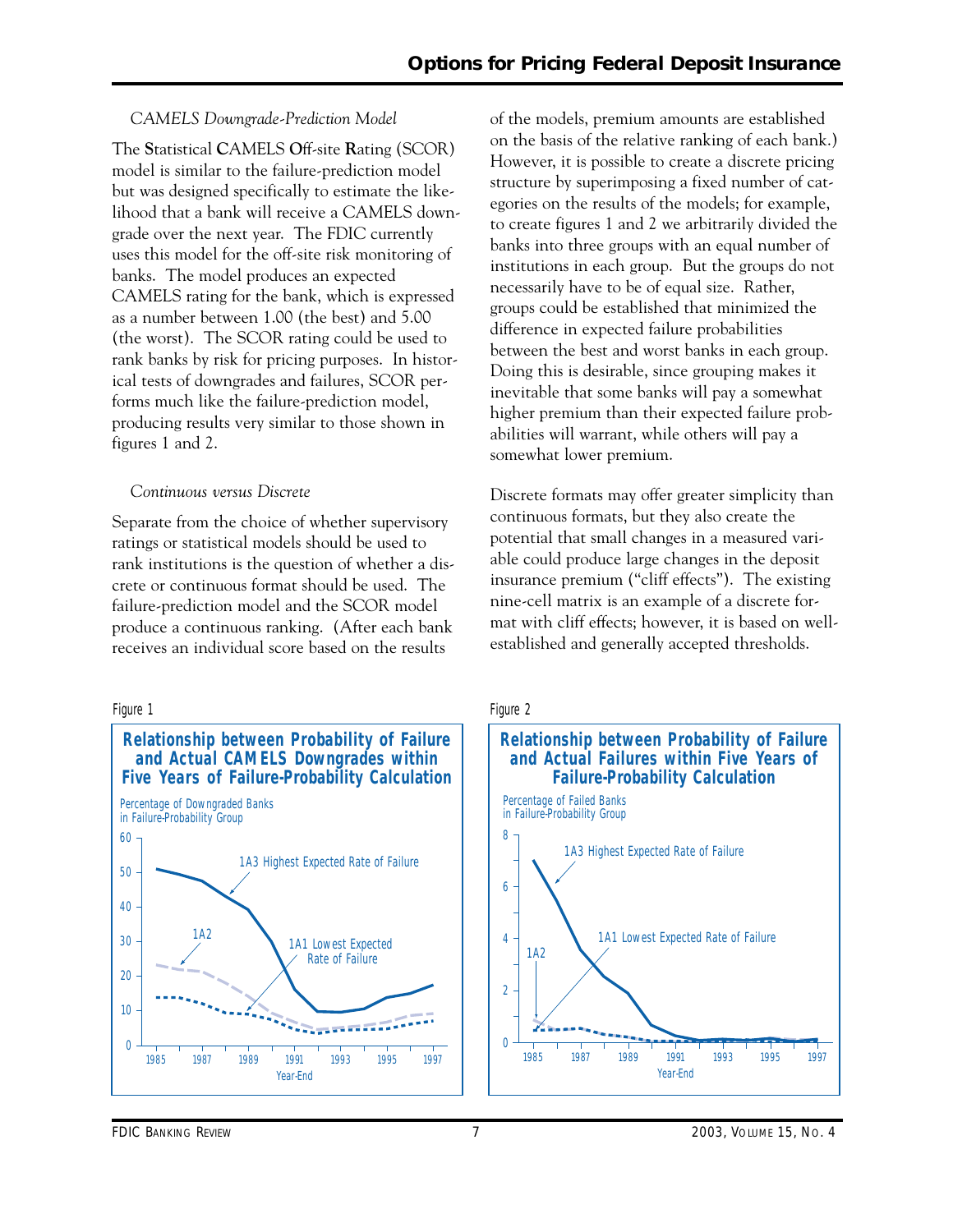*CAMELS Downgrade-Prediction Model*

The **S**tatistical **C**AMELS **O**ff-site **R**ating (SCOR) model is similar to the failure-prediction model but was designed specifically to estimate the likelihood that a bank will receive a CAMELS downgrade over the next year. The FDIC currently uses this model for the off-site risk monitoring of banks. The model produces an expected CAMELS rating for the bank, which is expressed as a number between 1.00 (the best) and 5.00 (the worst). The SCOR rating could be used to rank banks by risk for pricing purposes. In historical tests of downgrades and failures, SCOR performs much like the failure-prediction model, producing results very similar to those shown in figures 1 and 2.

*Continuous versus Discrete*

Separate from the choice of whether supervisory ratings or statistical models should be used to rank institutions is the question of whether a discrete or continuous format should be used. The failure-prediction model and the SCOR model produce a continuous ranking. (After each bank receives an individual score based on the results of the models, premium amounts are established on the basis of the relative ranking of each bank.) However, it is possible to create a discrete pricing structure by superimposing a fixed number of categories on the results of the models; for example, to create figures 1 and 2 we arbitrarily divided the banks into three groups with an equal number of institutions in each group. But the groups do not necessarily have to be of equal size. Rather, groups could be established that minimized the difference in expected failure probabilities between the best and worst banks in each group. Doing this is desirable, since grouping makes it inevitable that some banks will pay a somewhat higher premium than their expected failure probabilities will warrant, while others will pay a somewhat lower premium.

Discrete formats may offer greater simplicity than continuous formats, but they also create the potential that small changes in a measured variable could produce large changes in the deposit insurance premium ("cliff effects"). The existing nine-cell matrix is an example of a discrete format with cliff effects; however, it is based on well-established and generally accepted thresholds.

Figure 1

**Relationship between Probability of Failure and Actual CAMELS Downgrades within Five Years of Failure-Probability Calculation**

Figure 2

**Relationship between Probability of Failure and Actual Failures within Five Years of Failure-Probability Calculation**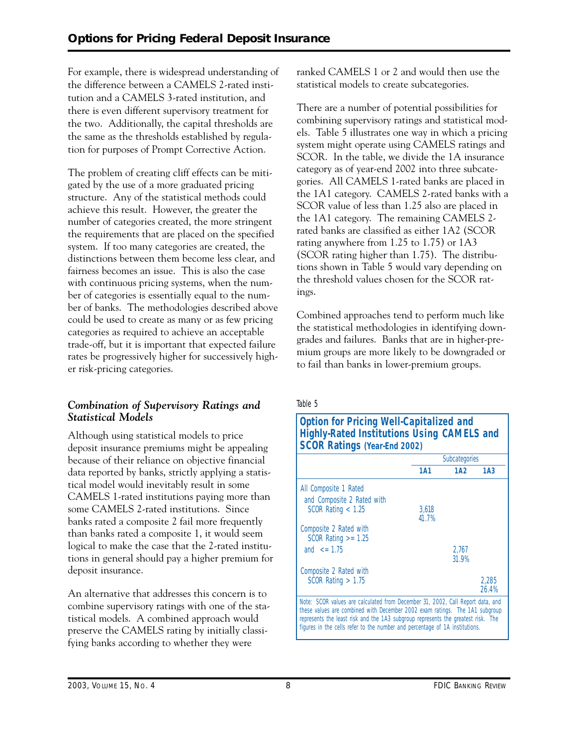For example, there is widespread understanding of the difference between a CAMELS 2-rated institution and a CAMELS 3-rated institution, and there is even different supervisory treatment for the two. Additionally, the capital thresholds are the same as the thresholds established by regulation for purposes of Prompt Corrective Action.

The problem of creating cliff effects can be mitigated by the use of a more graduated pricing structure. Any of the statistical methods could achieve this result. However, the greater the number of categories created, the more stringent the requirements that are placed on the specified system. If too many categories are created, the distinctions between them become less clear, and fairness becomes an issue. This is also the case with continuous pricing systems, when the number of categories is essentially equal to the number of banks. The methodologies described above could be used to create as many or as few pricing categories as required to achieve an acceptable trade-off, but it is important that expected failure rates be progressively higher for successively higher risk-pricing categories.

### *Combination of Supervisory Ratings and Statistical Models*

Although using statistical models to price deposit insurance premiums might be appealing because of their reliance on objective financial data reported by banks, strictly applying a statistical model would inevitably result in some CAMELS 1-rated institutions paying more than some CAMELS 2-rated institutions. Since banks rated a composite 2 fail more frequently than banks rated a composite 1, it would seem logical to make the case that the 2-rated institutions in general should pay a higher premium for deposit insurance.

An alternative that addresses this concern is to combine supervisory ratings with one of the statistical models. A combined approach would preserve the CAMELS rating by initially classifying banks according to whether they were ranked CAMELS 1 or 2 and would then use the statistical models to create subcategories.

There are a number of potential possibilities for combining supervisory ratings and statistical models. Table 5 illustrates one way in which a pricing system might operate using CAMELS ratings and SCOR. In the table, we divide the 1A insurance category as of year-end 2002 into three subcategories. All CAMELS 1-rated banks are placed in the 1A1 category. CAMELS 2-rated banks with a SCOR value of less than 1.25 also are placed in the 1A1 category. The remaining CAMELS 2-rated banks are classified as either 1A2 (SCOR rating anywhere from 1.25 to 1.75) or 1A3 (SCOR rating higher than 1.75). The distributions shown in Table 5 would vary depending on the threshold values chosen for the SCOR ratings.

Combined approaches tend to perform much like the statistical methodologies in identifying downgrades and failures. Banks that are in higher-premium groups are more likely to be downgraded or to fail than banks in lower-premium groups.

Table 5

**Option for Pricing Well-Capitalized and Highly-Rated Institutions Using CAMELS and SCOR Ratings (Year-End 2002)**

| | Subcategories | | |
|---|---|---|---|
| | **1A1** | **1A2** | **1A3** |
| All Composite 1 Rated and Composite 2 Rated with SCOR Rating < 1.25 | 3,618<br>41.7% | | |
| Composite 2 Rated with SCOR Rating >= 1.25 and <= 1.75 | | 2,767<br>31.9% | |
| Composite 2 Rated with SCOR Rating > 1.75 | | | 2,285<br>26.4% |

Note: SCOR values are calculated from December 31, 2002, Call Report data, and these values are combined with December 2002 exam ratings. The 1A1 subgroup represents the least risk and the 1A3 subgroup represents the greatest risk. The figures in the cells refer to the number and percentage of 1A institutions.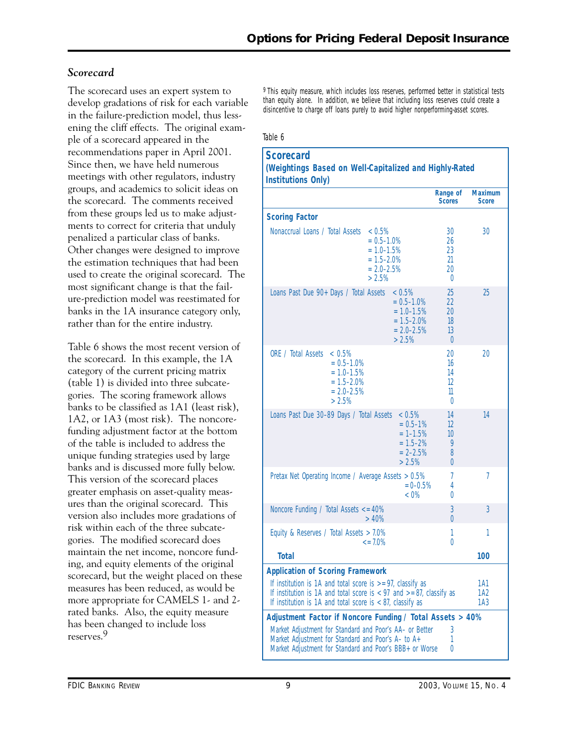### *Scorecard*

The scorecard uses an expert system to develop gradations of risk for each variable in the failure-prediction model, thus lessening the cliff effects. The original example of a scorecard appeared in the recommendations paper in April 2001. Since then, we have held numerous meetings with other regulators, industry groups, and academics to solicit ideas on the scorecard. The comments received from these groups led us to make adjustments to correct for criteria that unduly penalized a particular class of banks. Other changes were designed to improve the estimation techniques that had been used to create the original scorecard. The most significant change is that the failure-prediction model was reestimated for banks in the 1A insurance category only, rather than for the entire industry.

Table 6 shows the most recent version of the scorecard. In this example, the 1A category of the current pricing matrix (table 1) is divided into three subcategories. The scoring framework allows banks to be classified as 1A1 (least risk), 1A2, or 1A3 (most risk). The noncore-funding adjustment factor at the bottom of the table is included to address the unique funding strategies used by large banks and is discussed more fully below. This version of the scorecard places greater emphasis on asset-quality measures than the original scorecard. This version also includes more gradations of risk within each of the three subcategories. The modified scorecard does maintain the net income, noncore funding, and equity elements of the original scorecard, but the weight placed on these measures has been reduced, as would be more appropriate for CAMELS 1- and 2-rated banks. Also, the equity measure has been changed to include loss reserves.[9]

[9] This equity measure, which includes loss reserves, performed better in statistical tests than equity alone. In addition, we believe that including loss reserves could create a disincentive to charge off loans purely to avoid higher nonperforming-asset scores.

Table 6

**Scorecard**
**(Weightings Based on Well-Capitalized and Highly-Rated Institutions Only)**

| Scoring Factor | | Range of Scores | Maximum Score |
|---|---|---|---|
| Nonaccrual Loans / Total Assets | < 0.5% | 30 | 30 |
| | = 0.5–1.0% | 26 | |
| | = 1.0–1.5% | 23 | |
| | = 1.5–2.0% | 21 | |
| | = 2.0–2.5% | 20 | |
| | > 2.5% | 0 | |
| Loans Past Due 90+ Days / Total Assets | < 0.5% | 25 | 25 |
| | = 0.5–1.0% | 22 | |
| | = 1.0–1.5% | 20 | |
| | = 1.5–2.0% | 18 | |
| | = 2.0–2.5% | 13 | |
| | > 2.5% | 0 | |
| ORE / Total Assets | < 0.5% | 20 | 20 |
| | = 0.5–1.0% | 16 | |
| | = 1.0–1.5% | 14 | |
| | = 1.5–2.0% | 12 | |
| | = 2.0–2.5% | 11 | |
| | > 2.5% | 0 | |
| Loans Past Due 30-89 Days / Total Assets | < 0.5% | 14 | 14 |
| | = 0.5–1% | 12 | |
| | = 1–1.5% | 10 | |
| | = 1.5–2% | 9 | |
| | = 2–2.5% | 8 | |
| | > 2.5% | 0 | |
| Pretax Net Operating Income / Average Assets | > 0.5% | 7 | 7 |
| | = 0–0.5% | 4 | |
| | < 0% | 0 | |
| Noncore Funding / Total Assets | <= 40% | 3 | 3 |
| | > 40% | 0 | |
| Equity & Reserves / Total Assets | > 7.0% | 1 | 1 |
| | <= 7.0% | 0 | |
| **Total** | | | **100** |

**Application of Scoring Framework**

| | |
|---|---|
| If institution is 1A and total score is >= 97, classify as | 1A1 |
| If institution is 1A and total score is < 97 and >= 87, classify as | 1A2 |
| If institution is 1A and total score is < 87, classify as | 1A3 |

**Adjustment Factor if Noncore Funding / Total Assets > 40%**

| | |
|---|---|
| Market Adjustment for Standard and Poor's AA- or Better | 3 |
| Market Adjustment for Standard and Poor's A- to A+ | 1 |
| Market Adjustment for Standard and Poor's BBB+ or Worse | 0 |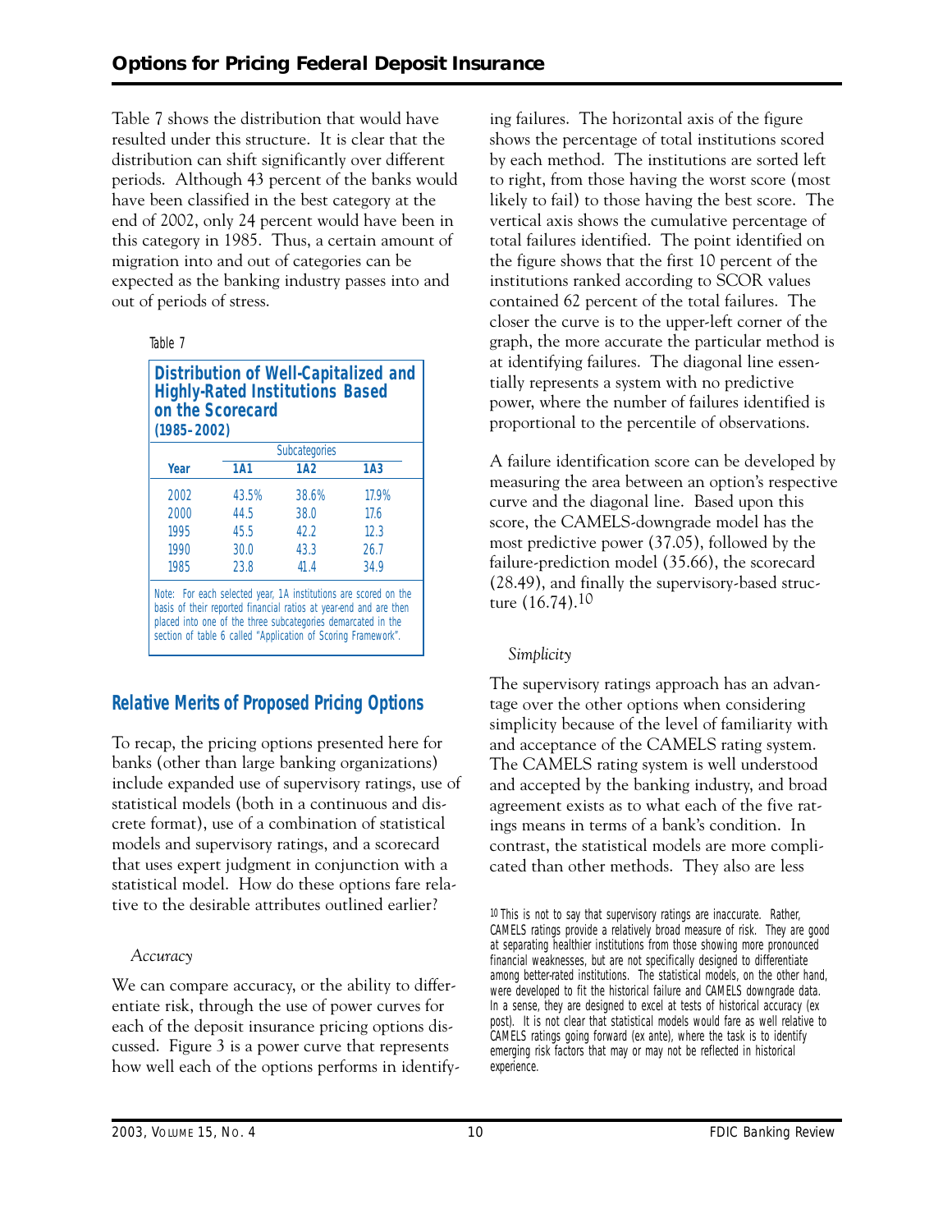Table 7 shows the distribution that would have resulted under this structure. It is clear that the distribution can shift significantly over different periods. Although 43 percent of the banks would have been classified in the best category at the end of 2002, only 24 percent would have been in this category in 1985. Thus, a certain amount of migration into and out of categories can be expected as the banking industry passes into and out of periods of stress.

Table 7

**Distribution of Well-Capitalized and Highly-Rated Institutions Based on the Scorecard (1985–2002)**

| | Subcategories | | |
|---|---|---|---|
| **Year** | **1A1** | **1A2** | **1A3** |
| 2002 | 43.5% | 38.6% | 17.9% |
| 2000 | 44.5 | 38.0 | 17.6 |
| 1995 | 45.5 | 42.2 | 12.3 |
| 1990 | 30.0 | 43.3 | 26.7 |
| 1985 | 23.8 | 41.4 | 34.9 |

Note: For each selected year, 1A institutions are scored on the basis of their reported financial ratios at year-end and are then placed into one of the three subcategories demarcated in the section of table 6 called "Application of Scoring Framework".

## Relative Merits of Proposed Pricing Options

To recap, the pricing options presented here for banks (other than large banking organizations) include expanded use of supervisory ratings, use of statistical models (both in a continuous and discrete format), use of a combination of statistical models and supervisory ratings, and a scorecard that uses expert judgment in conjunction with a statistical model. How do these options fare relative to the desirable attributes outlined earlier?

### *Accuracy*

We can compare accuracy, or the ability to differentiate risk, through the use of power curves for each of the deposit insurance pricing options discussed. Figure 3 is a power curve that represents how well each of the options performs in identifying failures. The horizontal axis of the figure shows the percentage of total institutions scored by each method. The institutions are sorted left to right, from those having the worst score (most likely to fail) to those having the best score. The vertical axis shows the cumulative percentage of total failures identified. The point identified on the figure shows that the first 10 percent of the institutions ranked according to SCOR values contained 62 percent of the total failures. The closer the curve is to the upper-left corner of the graph, the more accurate the particular method is at identifying failures. The diagonal line essentially represents a system with no predictive power, where the number of failures identified is proportional to the percentile of observations.

A failure identification score can be developed by measuring the area between an option's respective curve and the diagonal line. Based upon this score, the CAMELS-downgrade model has the most predictive power (37.05), followed by the failure-prediction model (35.66), the scorecard (28.49), and finally the supervisory-based structure (16.74).[10]

### *Simplicity*

The supervisory ratings approach has an advantage over the other options when considering simplicity because of the level of familiarity with and acceptance of the CAMELS rating system. The CAMELS rating system is well understood and accepted by the banking industry, and broad agreement exists as to what each of the five ratings means in terms of a bank's condition. In contrast, the statistical models are more complicated than other methods. They also are less

[10] This is not to say that supervisory ratings are inaccurate. Rather, CAMELS ratings provide a relatively broad measure of risk. They are good at separating healthier institutions from those showing more pronounced financial weaknesses, but are not specifically designed to differentiate among better-rated institutions. The statistical models, on the other hand, were developed to fit the historical failure and CAMELS downgrade data. In a sense, they are designed to excel at tests of historical accuracy (ex post). It is not clear that statistical models would fare as well relative to CAMELS ratings going forward (ex ante), where the task is to identify emerging risk factors that may or may not be reflected in historical experience.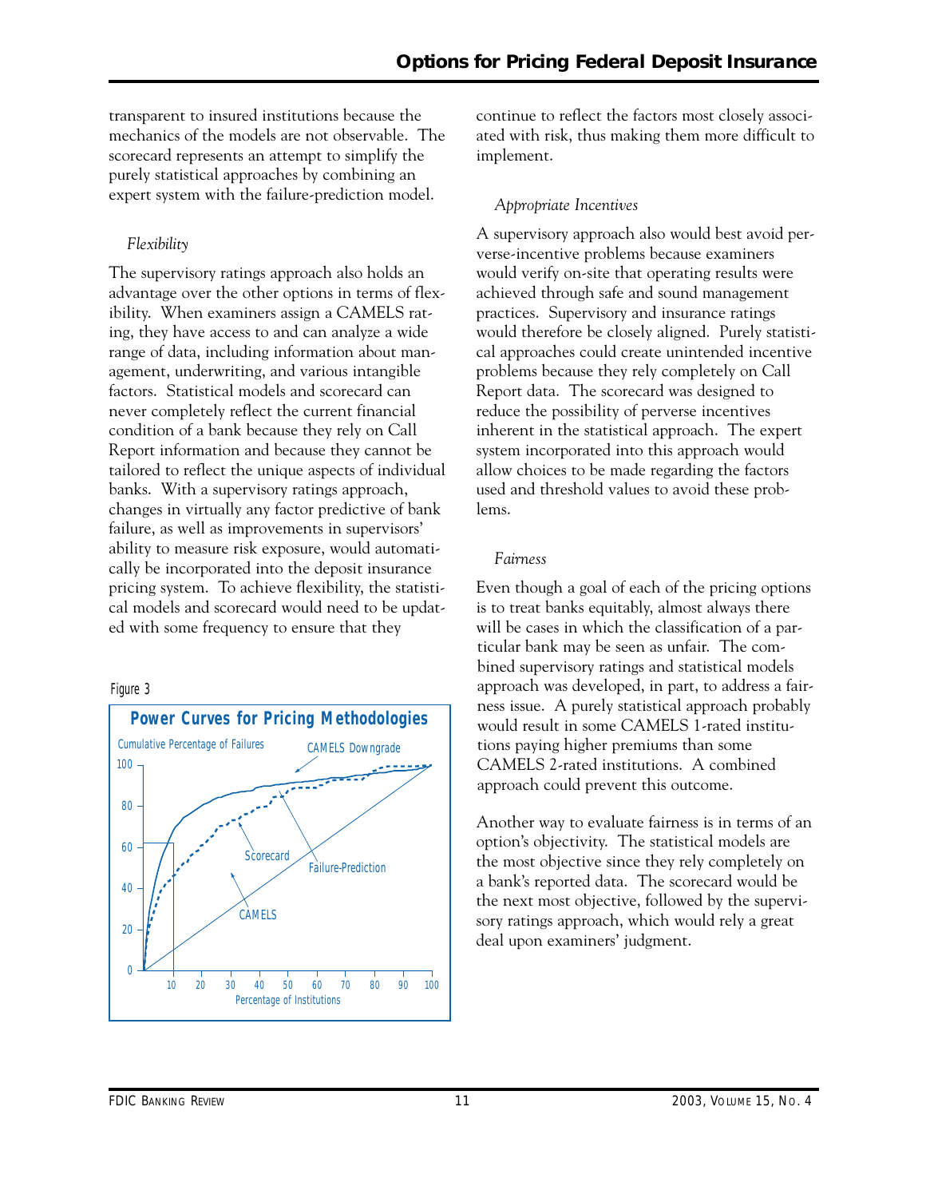transparent to insured institutions because the mechanics of the models are not observable. The scorecard represents an attempt to simplify the purely statistical approaches by combining an expert system with the failure-prediction model.

*Flexibility*

The supervisory ratings approach also holds an advantage over the other options in terms of flexibility. When examiners assign a CAMELS rating, they have access to and can analyze a wide range of data, including information about management, underwriting, and various intangible factors. Statistical models and scorecard can never completely reflect the current financial condition of a bank because they rely on Call Report information and because they cannot be tailored to reflect the unique aspects of individual banks. With a supervisory ratings approach, changes in virtually any factor predictive of bank failure, as well as improvements in supervisors' ability to measure risk exposure, would automatically be incorporated into the deposit insurance pricing system. To achieve flexibility, the statistical models and scorecard would need to be updated with some frequency to ensure that they continue to reflect the factors most closely associated with risk, thus making them more difficult to implement.

Figure 3

**Power Curves for Pricing Methodologies**

*Appropriate Incentives*

A supervisory approach also would best avoid perverse-incentive problems because examiners would verify on-site that operating results were achieved through safe and sound management practices. Supervisory and insurance ratings would therefore be closely aligned. Purely statistical approaches could create unintended incentive problems because they rely completely on Call Report data. The scorecard was designed to reduce the possibility of perverse incentives inherent in the statistical approach. The expert system incorporated into this approach would allow choices to be made regarding the factors used and threshold values to avoid these problems.

*Fairness*

Even though a goal of each of the pricing options is to treat banks equitably, almost always there will be cases in which the classification of a particular bank may be seen as unfair. The combined supervisory ratings and statistical models approach was developed, in part, to address a fairness issue. A purely statistical approach probably would result in some CAMELS 1-rated institutions paying higher premiums than some CAMELS 2-rated institutions. A combined approach could prevent this outcome.

Another way to evaluate fairness is in terms of an option's objectivity. The statistical models are the most objective since they rely completely on a bank's reported data. The scorecard would be the next most objective, followed by the supervisory ratings approach, which would rely a great deal upon examiners' judgment.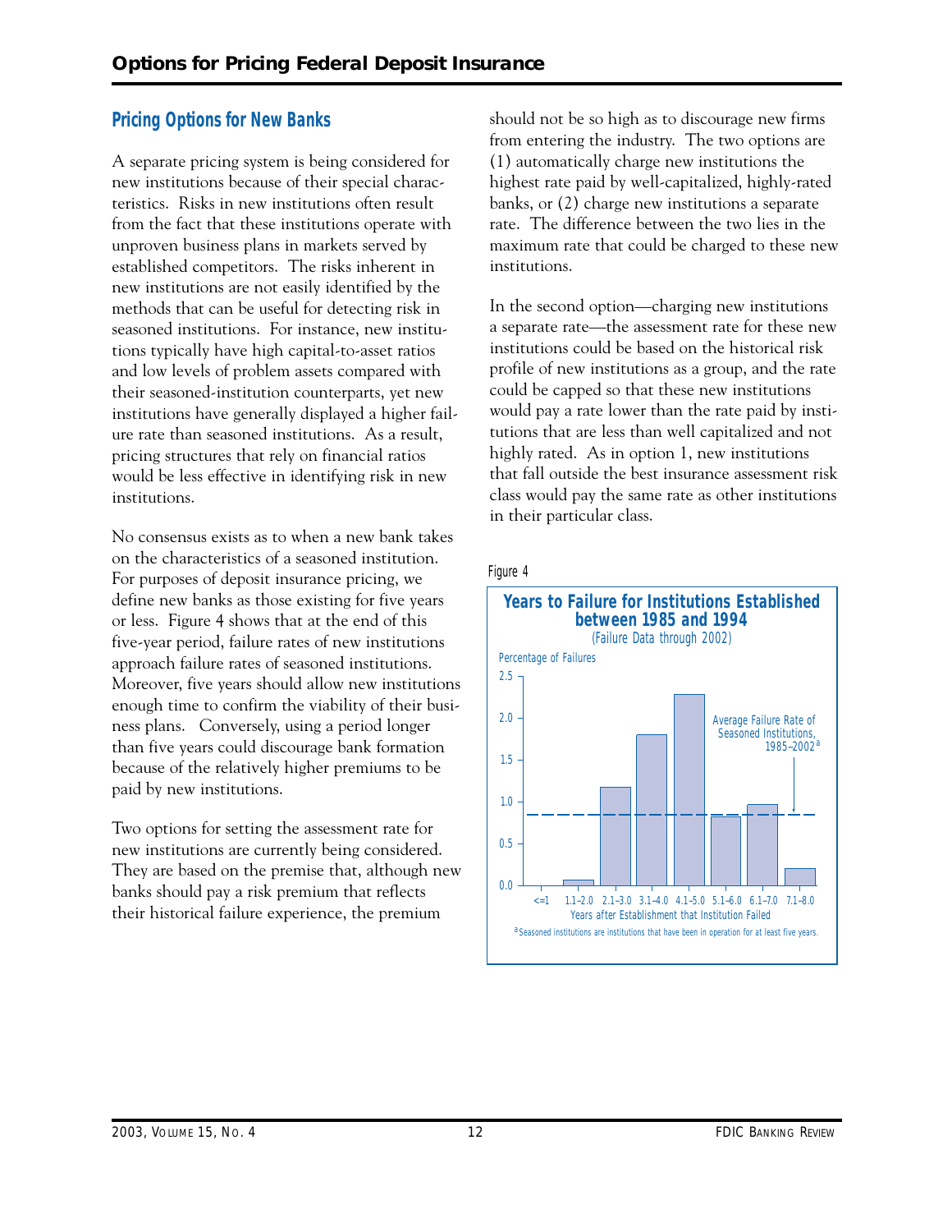## Pricing Options for New Banks

A separate pricing system is being considered for new institutions because of their special characteristics. Risks in new institutions often result from the fact that these institutions operate with unproven business plans in markets served by established competitors. The risks inherent in new institutions are not easily identified by the methods that can be useful for detecting risk in seasoned institutions. For instance, new institutions typically have high capital-to-asset ratios and low levels of problem assets compared with their seasoned-institution counterparts, yet new institutions have generally displayed a higher failure rate than seasoned institutions. As a result, pricing structures that rely on financial ratios would be less effective in identifying risk in new institutions.

No consensus exists as to when a new bank takes on the characteristics of a seasoned institution. For purposes of deposit insurance pricing, we define new banks as those existing for five years or less. Figure 4 shows that at the end of this five-year period, failure rates of new institutions approach failure rates of seasoned institutions. Moreover, five years should allow new institutions enough time to confirm the viability of their business plans. Conversely, using a period longer than five years could discourage bank formation because of the relatively higher premiums to be paid by new institutions.

Two options for setting the assessment rate for new institutions are currently being considered. They are based on the premise that, although new banks should pay a risk premium that reflects their historical failure experience, the premium should not be so high as to discourage new firms from entering the industry. The two options are (1) automatically charge new institutions the highest rate paid by well-capitalized, highly-rated banks, or (2) charge new institutions a separate rate. The difference between the two lies in the maximum rate that could be charged to these new institutions.

In the second option—charging new institutions a separate rate—the assessment rate for these new institutions could be based on the historical risk profile of new institutions as a group, and the rate could be capped so that these new institutions would pay a rate lower than the rate paid by institutions that are less than well capitalized and not highly rated. As in option 1, new institutions that fall outside the best insurance assessment risk class would pay the same rate as other institutions in their particular class.

Figure 4

**Years to Failure for Institutions Established between 1985 and 1994**
(Failure Data through 2002)

Percentage of Failures

| Years after Establishment that Institution Failed | Percentage of Failures (approx.) |
|---|---|
| <=1 | 0.0 |
| 1.1–2.0 | 0.07 |
| 2.1–3.0 | 1.17 |
| 3.1–4.0 | 1.8 |
| 4.1–5.0 | 2.28 |
| 5.1–6.0 | 0.82 |
| 6.1–7.0 | 0.97 |
| 7.1–8.0 | 0.2 |

Average Failure Rate of Seasoned Institutions, 1985–2002[a] (≈0.85)

[a] Seasoned institutions are institutions that have been in operation for at least five years.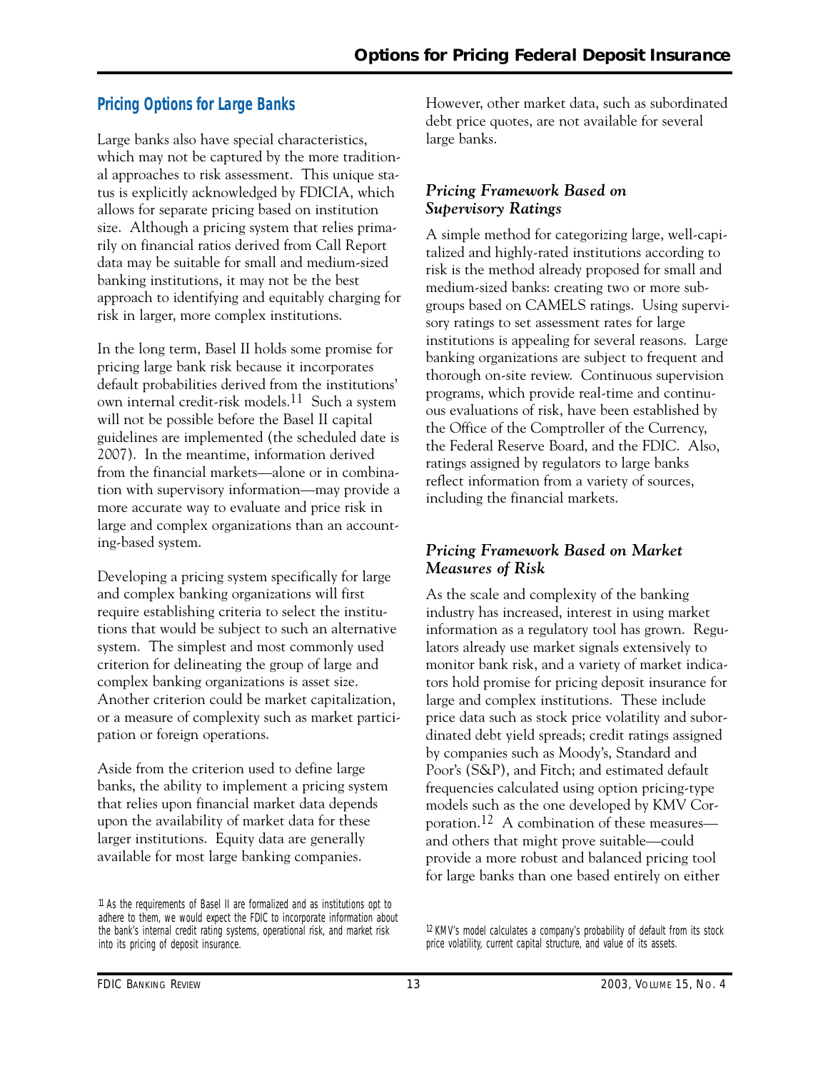## Pricing Options for Large Banks

Large banks also have special characteristics, which may not be captured by the more traditional approaches to risk assessment. This unique status is explicitly acknowledged by FDICIA, which allows for separate pricing based on institution size. Although a pricing system that relies primarily on financial ratios derived from Call Report data may be suitable for small and medium-sized banking institutions, it may not be the best approach to identifying and equitably charging for risk in larger, more complex institutions.

In the long term, Basel II holds some promise for pricing large bank risk because it incorporates default probabilities derived from the institutions' own internal credit-risk models.[11] Such a system will not be possible before the Basel II capital guidelines are implemented (the scheduled date is 2007). In the meantime, information derived from the financial markets—alone or in combination with supervisory information—may provide a more accurate way to evaluate and price risk in large and complex organizations than an accounting-based system.

Developing a pricing system specifically for large and complex banking organizations will first require establishing criteria to select the institutions that would be subject to such an alternative system. The simplest and most commonly used criterion for delineating the group of large and complex banking organizations is asset size. Another criterion could be market capitalization, or a measure of complexity such as market participation or foreign operations.

Aside from the criterion used to define large banks, the ability to implement a pricing system that relies upon financial market data depends upon the availability of market data for these larger institutions. Equity data are generally available for most large banking companies. However, other market data, such as subordinated debt price quotes, are not available for several large banks.

### *Pricing Framework Based on Supervisory Ratings*

A simple method for categorizing large, well-capitalized and highly-rated institutions according to risk is the method already proposed for small and medium-sized banks: creating two or more subgroups based on CAMELS ratings. Using supervisory ratings to set assessment rates for large institutions is appealing for several reasons. Large banking organizations are subject to frequent and thorough on-site review. Continuous supervision programs, which provide real-time and continuous evaluations of risk, have been established by the Office of the Comptroller of the Currency, the Federal Reserve Board, and the FDIC. Also, ratings assigned by regulators to large banks reflect information from a variety of sources, including the financial markets.

### *Pricing Framework Based on Market Measures of Risk*

As the scale and complexity of the banking industry has increased, interest in using market information as a regulatory tool has grown. Regulators already use market signals extensively to monitor bank risk, and a variety of market indicators hold promise for pricing deposit insurance for large and complex institutions. These include price data such as stock price volatility and subordinated debt yield spreads; credit ratings assigned by companies such as Moody's, Standard and Poor's (S&P), and Fitch; and estimated default frequencies calculated using option pricing-type models such as the one developed by KMV Corporation.[12] A combination of these measures—and others that might prove suitable—could provide a more robust and balanced pricing tool for large banks than one based entirely on either

[11] As the requirements of Basel II are formalized and as institutions opt to adhere to them, we would expect the FDIC to incorporate information about the bank's internal credit rating systems, operational risk, and market risk into its pricing of deposit insurance.

[12] KMV's model calculates a company's probability of default from its stock price volatility, current capital structure, and value of its assets.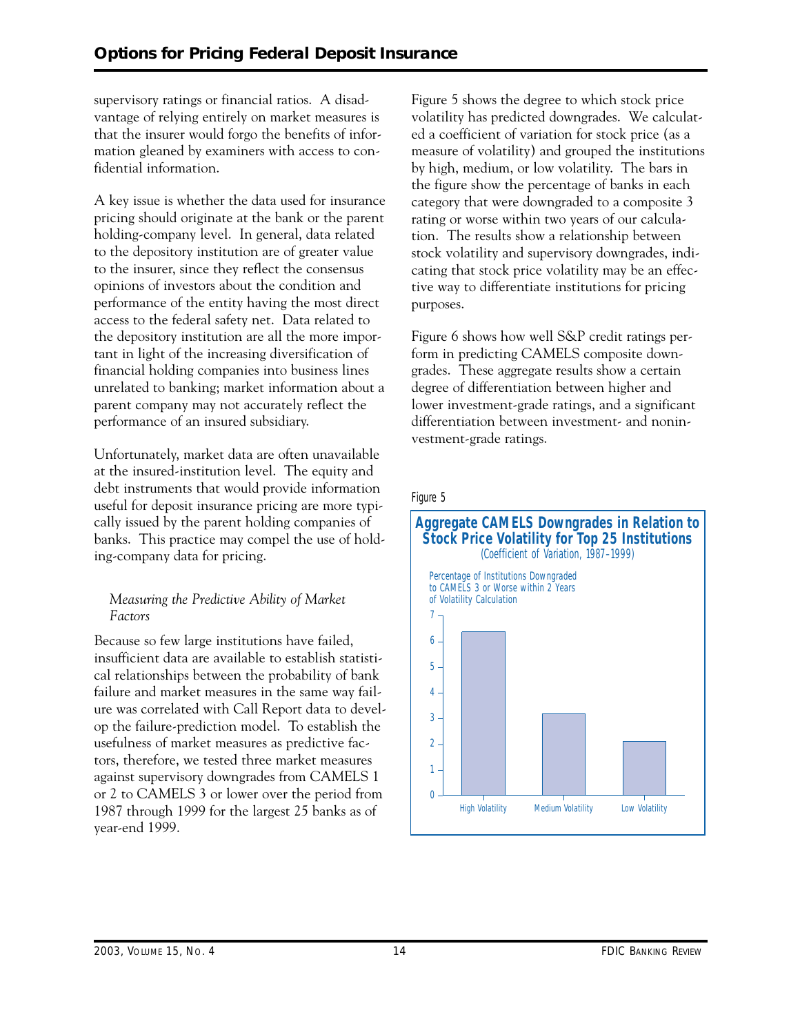supervisory ratings or financial ratios. A disadvantage of relying entirely on market measures is that the insurer would forgo the benefits of information gleaned by examiners with access to confidential information.

A key issue is whether the data used for insurance pricing should originate at the bank or the parent holding-company level. In general, data related to the depository institution are of greater value to the insurer, since they reflect the consensus opinions of investors about the condition and performance of the entity having the most direct access to the federal safety net. Data related to the depository institution are all the more important in light of the increasing diversification of financial holding companies into business lines unrelated to banking; market information about a parent company may not accurately reflect the performance of an insured subsidiary.

Unfortunately, market data are often unavailable at the insured-institution level. The equity and debt instruments that would provide information useful for deposit insurance pricing are more typically issued by the parent holding companies of banks. This practice may compel the use of holding-company data for pricing.

*Measuring the Predictive Ability of Market Factors*

Because so few large institutions have failed, insufficient data are available to establish statistical relationships between the probability of bank failure and market measures in the same way failure was correlated with Call Report data to develop the failure-prediction model. To establish the usefulness of market measures as predictive factors, therefore, we tested three market measures against supervisory downgrades from CAMELS 1 or 2 to CAMELS 3 or lower over the period from 1987 through 1999 for the largest 25 banks as of year-end 1999.

Figure 5 shows the degree to which stock price volatility has predicted downgrades. We calculated a coefficient of variation for stock price (as a measure of volatility) and grouped the institutions by high, medium, or low volatility. The bars in the figure show the percentage of banks in each category that were downgraded to a composite 3 rating or worse within two years of our calculation. The results show a relationship between stock volatility and supervisory downgrades, indicating that stock price volatility may be an effective way to differentiate institutions for pricing purposes.

Figure 6 shows how well S&P credit ratings perform in predicting CAMELS composite downgrades. These aggregate results show a certain degree of differentiation between higher and lower investment-grade ratings, and a significant differentiation between investment- and noninvestment-grade ratings.

Figure 5

**Aggregate CAMELS Downgrades in Relation to Stock Price Volatility for Top 25 Institutions**
(Coefficient of Variation, 1987–1999)

Percentage of Institutions Downgraded to CAMELS 3 or Worse within 2 Years of Volatility Calculation

| Category | Percentage (approx.) |
|---|---|
| High Volatility | 6.4 |
| Medium Volatility | 3.2 |
| Low Volatility | 2.1 |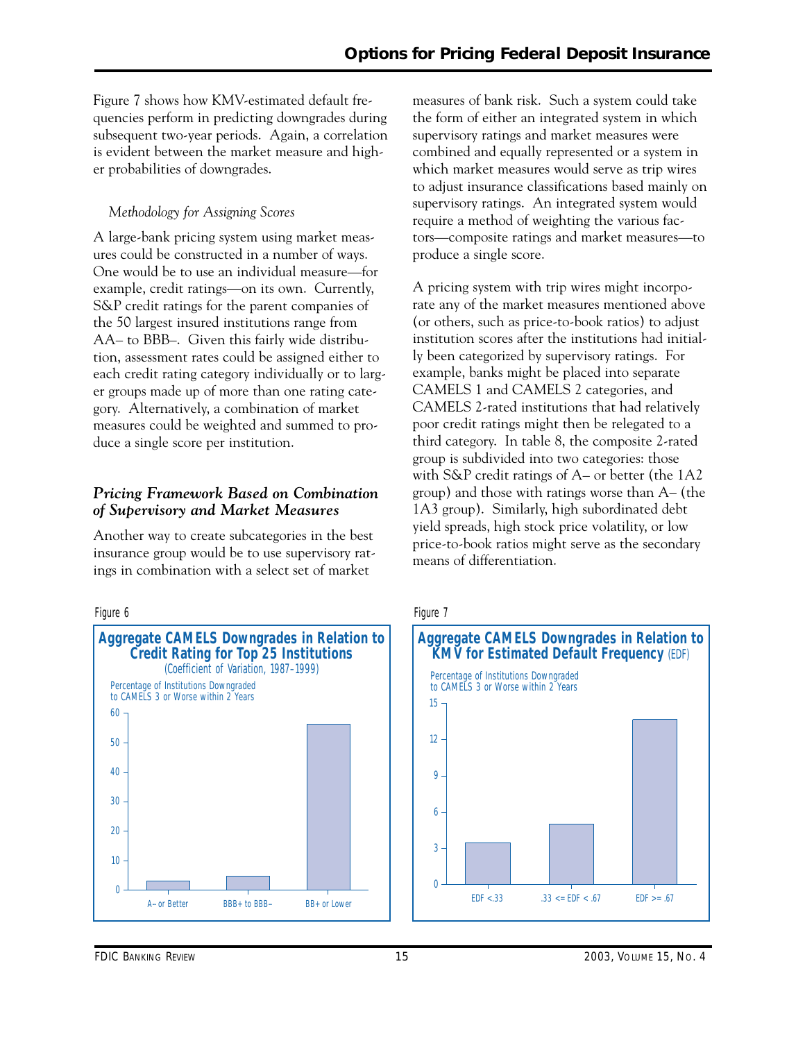Figure 7 shows how KMV-estimated default frequencies perform in predicting downgrades during subsequent two-year periods. Again, a correlation is evident between the market measure and higher probabilities of downgrades.

*Methodology for Assigning Scores*

A large-bank pricing system using market measures could be constructed in a number of ways. One would be to use an individual measure—for example, credit ratings—on its own. Currently, S&P credit ratings for the parent companies of the 50 largest insured institutions range from AA– to BBB–. Given this fairly wide distribution, assessment rates could be assigned either to each credit rating category individually or to larger groups made up of more than one rating category. Alternatively, a combination of market measures could be weighted and summed to produce a single score per institution.

### *Pricing Framework Based on Combination of Supervisory and Market Measures*

Another way to create subcategories in the best insurance group would be to use supervisory ratings in combination with a select set of market measures of bank risk. Such a system could take the form of either an integrated system in which supervisory ratings and market measures were combined and equally represented or a system in which market measures would serve as trip wires to adjust insurance classifications based mainly on supervisory ratings. An integrated system would require a method of weighting the various factors—composite ratings and market measures—to produce a single score.

A pricing system with trip wires might incorporate any of the market measures mentioned above (or others, such as price-to-book ratios) to adjust institution scores after the institutions had initially been categorized by supervisory ratings. For example, banks might be placed into separate CAMELS 1 and CAMELS 2 categories, and CAMELS 2-rated institutions that had relatively poor credit ratings might then be relegated to a third category. In table 8, the composite 2-rated group is subdivided into two categories: those with S&P credit ratings of A– or better (the 1A2 group) and those with ratings worse than A– (the 1A3 group). Similarly, high subordinated debt yield spreads, high stock price volatility, or low price-to-book ratios might serve as the secondary means of differentiation.

Figure 6

**Aggregate CAMELS Downgrades in Relation to Credit Rating for Top 25 Institutions**
(Coefficient of Variation, 1987–1999)

Percentage of Institutions Downgraded to CAMELS 3 or Worse within 2 Years

| Credit Rating | Percentage |
|---|---|
| A– or Better | ~3 |
| BBB+ to BBB– | ~4.5 |
| BB+ or Lower | ~56 |

Figure 7

**Aggregate CAMELS Downgrades in Relation to KMV for Estimated Default Frequency (EDF)**

Percentage of Institutions Downgraded to CAMELS 3 or Worse within 2 Years

| EDF | Percentage |
|---|---|
| EDF <.33 | ~3.4 |
| .33 <= EDF < .67 | ~5 |
| EDF >= .67 | ~13.6 |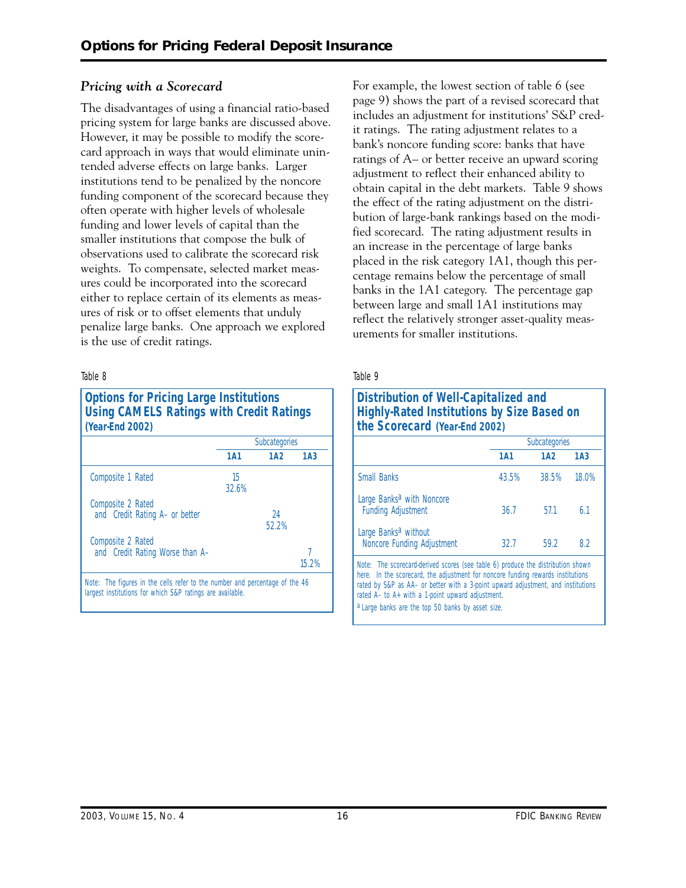### *Pricing with a Scorecard*

The disadvantages of using a financial ratio-based pricing system for large banks are discussed above. However, it may be possible to modify the scorecard approach in ways that would eliminate unintended adverse effects on large banks. Larger institutions tend to be penalized by the noncore funding component of the scorecard because they often operate with higher levels of wholesale funding and lower levels of capital than the smaller institutions that compose the bulk of observations used to calibrate the scorecard risk weights. To compensate, selected market measures could be incorporated into the scorecard either to replace certain of its elements as measures of risk or to offset elements that unduly penalize large banks. One approach we explored is the use of credit ratings.

For example, the lowest section of table 6 (see page 9) shows the part of a revised scorecard that includes an adjustment for institutions' S&P credit ratings. The rating adjustment relates to a bank's noncore funding score: banks that have ratings of A– or better receive an upward scoring adjustment to reflect their enhanced ability to obtain capital in the debt markets. Table 9 shows the effect of the rating adjustment on the distribution of large-bank rankings based on the modified scorecard. The rating adjustment results in an increase in the percentage of large banks placed in the risk category 1A1, though this percentage remains below the percentage of small banks in the 1A1 category. The percentage gap between large and small 1A1 institutions may reflect the relatively stronger asset-quality measurements for smaller institutions.

Table 8

**Options for Pricing Large Institutions Using CAMELS Ratings with Credit Ratings (Year-End 2002)**

| | Subcategories | | |
|---|---|---|---|
| | **1A1** | **1A2** | **1A3** |
| Composite 1 Rated | 15<br>32.6% | | |
| Composite 2 Rated and Credit Rating A– or better | | 24<br>52.2% | |
| Composite 2 Rated and Credit Rating Worse than A– | | | 7<br>15.2% |

Note: The figures in the cells refer to the number and percentage of the 46 largest institutions for which S&P ratings are available.

Table 9

**Distribution of Well-Capitalized and Highly-Rated Institutions by Size Based on the Scorecard (Year-End 2002)**

| | Subcategories | | |
|---|---|---|---|
| | **1A1** | **1A2** | **1A3** |
| Small Banks | 43.5% | 38.5% | 18.0% |
| Large Banks[a] with Noncore Funding Adjustment | 36.7 | 57.1 | 6.1 |
| Large Banks[a] without Noncore Funding Adjustment | 32.7 | 59.2 | 8.2 |

Note: The scorecard-derived scores (see table 6) produce the distribution shown here. In the scorecard, the adjustment for noncore funding rewards institutions rated by S&P as AA– or better with a 3-point upward adjustment, and institutions rated A– to A+ with a 1-point upward adjustment.

[a] Large banks are the top 50 banks by asset size.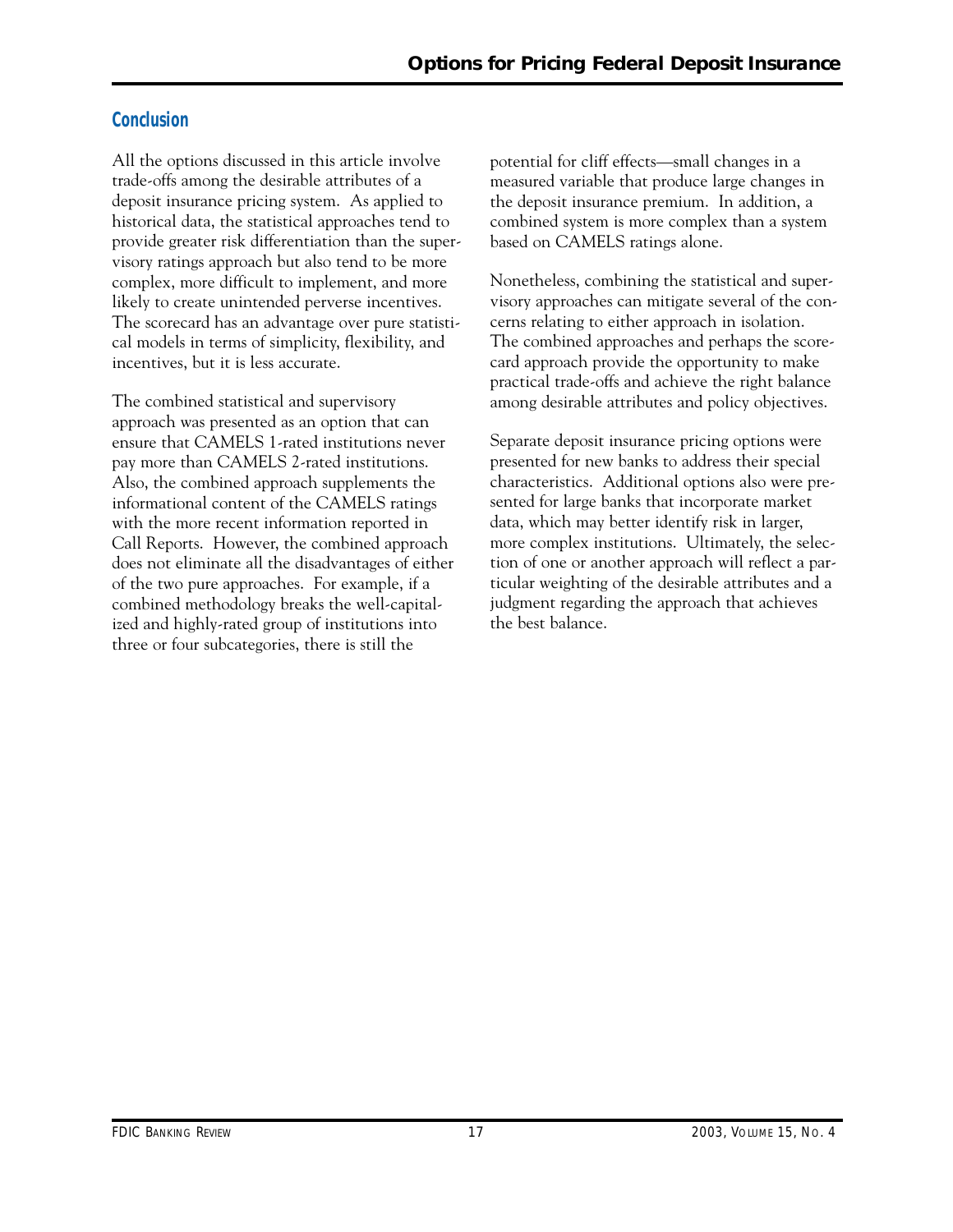## Conclusion

All the options discussed in this article involve trade-offs among the desirable attributes of a deposit insurance pricing system. As applied to historical data, the statistical approaches tend to provide greater risk differentiation than the supervisory ratings approach but also tend to be more complex, more difficult to implement, and more likely to create unintended perverse incentives. The scorecard has an advantage over pure statistical models in terms of simplicity, flexibility, and incentives, but it is less accurate.

The combined statistical and supervisory approach was presented as an option that can ensure that CAMELS 1-rated institutions never pay more than CAMELS 2-rated institutions. Also, the combined approach supplements the informational content of the CAMELS ratings with the more recent information reported in Call Reports. However, the combined approach does not eliminate all the disadvantages of either of the two pure approaches. For example, if a combined methodology breaks the well-capitalized and highly-rated group of institutions into three or four subcategories, there is still the potential for cliff effects—small changes in a measured variable that produce large changes in the deposit insurance premium. In addition, a combined system is more complex than a system based on CAMELS ratings alone.

Nonetheless, combining the statistical and supervisory approaches can mitigate several of the concerns relating to either approach in isolation. The combined approaches and perhaps the scorecard approach provide the opportunity to make practical trade-offs and achieve the right balance among desirable attributes and policy objectives.

Separate deposit insurance pricing options were presented for new banks to address their special characteristics. Additional options also were presented for large banks that incorporate market data, which may better identify risk in larger, more complex institutions. Ultimately, the selection of one or another approach will reflect a particular weighting of the desirable attributes and a judgment regarding the approach that achieves the best balance.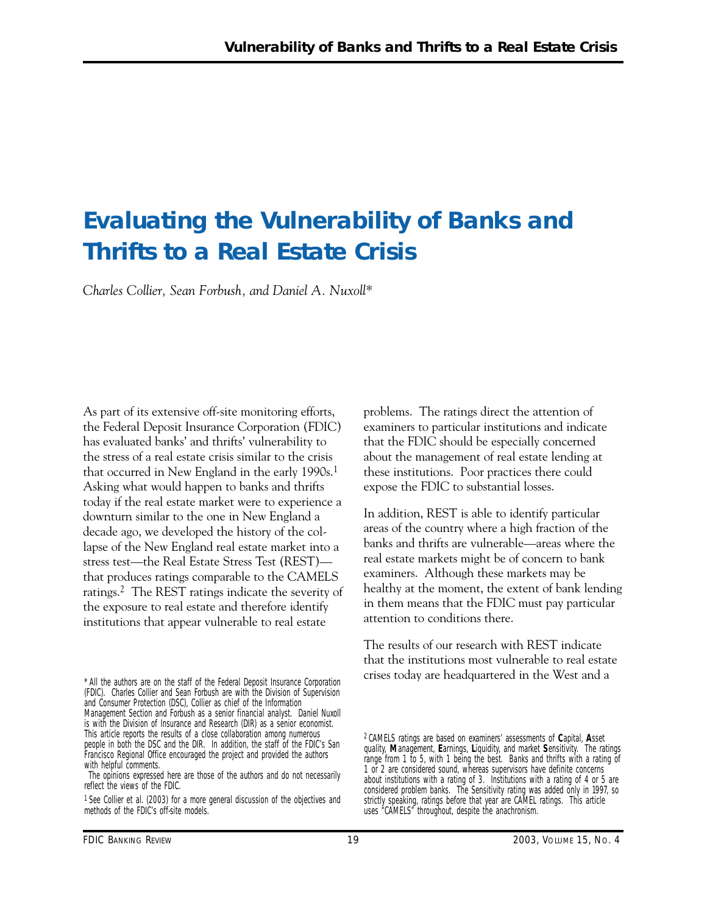# Evaluating the Vulnerability of Banks and Thrifts to a Real Estate Crisis

*Charles Collier, Sean Forbush, and Daniel A. Nuxoll**

As part of its extensive off-site monitoring efforts, the Federal Deposit Insurance Corporation (FDIC) has evaluated banks' and thrifts' vulnerability to the stress of a real estate crisis similar to the crisis that occurred in New England in the early 1990s.[1] Asking what would happen to banks and thrifts today if the real estate market were to experience a downturn similar to the one in New England a decade ago, we developed the history of the collapse of the New England real estate market into a stress test—the Real Estate Stress Test (REST)—that produces ratings comparable to the CAMELS ratings.[2] The REST ratings indicate the severity of the exposure to real estate and therefore identify institutions that appear vulnerable to real estate problems. The ratings direct the attention of examiners to particular institutions and indicate that the FDIC should be especially concerned about the management of real estate lending at these institutions. Poor practices there could expose the FDIC to substantial losses.

In addition, REST is able to identify particular areas of the country where a high fraction of the banks and thrifts are vulnerable—areas where the real estate markets might be of concern to bank examiners. Although these markets may be healthy at the moment, the extent of bank lending in them means that the FDIC must pay particular attention to conditions there.

The results of our research with REST indicate that the institutions most vulnerable to real estate crises today are headquartered in the West and a

---

* All the authors are on the staff of the Federal Deposit Insurance Corporation (FDIC). Charles Collier and Sean Forbush are with the Division of Supervision and Consumer Protection (DSC), Collier as chief of the Information Management Section and Forbush as a senior financial analyst. Daniel Nuxoll is with the Division of Insurance and Research (DIR) as a senior economist. This article reports the results of a close collaboration among numerous people in both the DSC and the DIR. In addition, the staff of the FDIC's San Francisco Regional Office encouraged the project and provided the authors with helpful comments.

The opinions expressed here are those of the authors and do not necessarily reflect the views of the FDIC.

[1] See Collier et al. (2003) for a more general discussion of the objectives and methods of the FDIC's off-site models.

[2] CAMELS ratings are based on examiners' assessments of **C**apital, **A**sset quality, **M**anagement, **E**arnings, **L**iquidity, and market **S**ensitivity. The ratings range from 1 to 5, with 1 being the best. Banks and thrifts with a rating of 1 or 2 are considered sound, whereas supervisors have definite concerns about institutions with a rating of 3. Institutions with a rating of 4 or 5 are considered problem banks. The Sensitivity rating was added only in 1997, so strictly speaking, ratings before that year are CAMEL ratings. This article uses "CAMELS" throughout, despite the anachronism.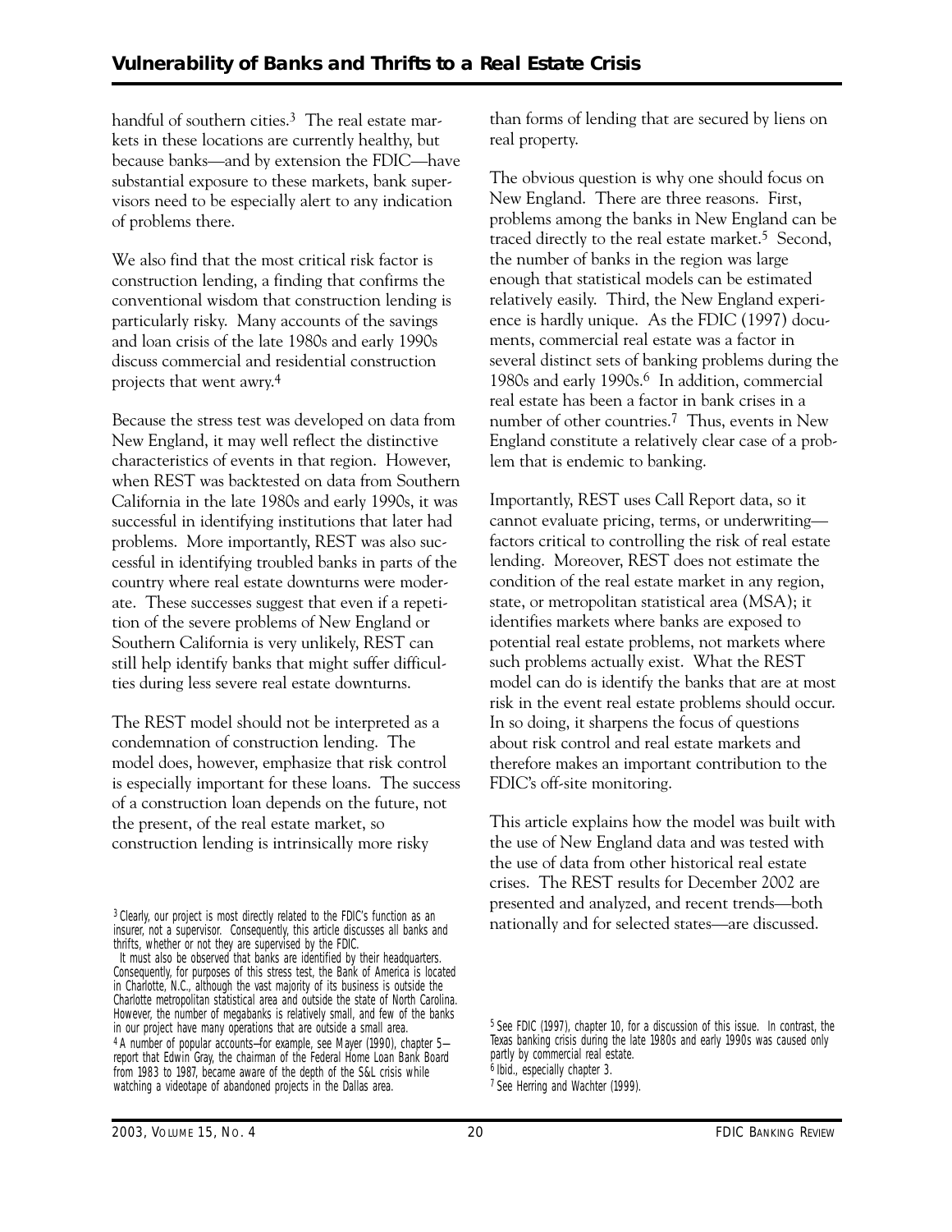handful of southern cities.[3] The real estate markets in these locations are currently healthy, but because banks—and by extension the FDIC—have substantial exposure to these markets, bank supervisors need to be especially alert to any indication of problems there.

We also find that the most critical risk factor is construction lending, a finding that confirms the conventional wisdom that construction lending is particularly risky. Many accounts of the savings and loan crisis of the late 1980s and early 1990s discuss commercial and residential construction projects that went awry.[4]

Because the stress test was developed on data from New England, it may well reflect the distinctive characteristics of events in that region. However, when REST was backtested on data from Southern California in the late 1980s and early 1990s, it was successful in identifying institutions that later had problems. More importantly, REST was also successful in identifying troubled banks in parts of the country where real estate downturns were moderate. These successes suggest that even if a repetition of the severe problems of New England or Southern California is very unlikely, REST can still help identify banks that might suffer difficulties during less severe real estate downturns.

The REST model should not be interpreted as a condemnation of construction lending. The model does, however, emphasize that risk control is especially important for these loans. The success of a construction loan depends on the future, not the present, of the real estate market, so construction lending is intrinsically more risky than forms of lending that are secured by liens on real property.

The obvious question is why one should focus on New England. There are three reasons. First, problems among the banks in New England can be traced directly to the real estate market.[5] Second, the number of banks in the region was large enough that statistical models can be estimated relatively easily. Third, the New England experience is hardly unique. As the FDIC (1997) documents, commercial real estate was a factor in several distinct sets of banking problems during the 1980s and early 1990s.[6] In addition, commercial real estate has been a factor in bank crises in a number of other countries.[7] Thus, events in New England constitute a relatively clear case of a problem that is endemic to banking.

Importantly, REST uses Call Report data, so it cannot evaluate pricing, terms, or underwriting—factors critical to controlling the risk of real estate lending. Moreover, REST does not estimate the condition of the real estate market in any region, state, or metropolitan statistical area (MSA); it identifies markets where banks are exposed to potential real estate problems, not markets where such problems actually exist. What the REST model can do is identify the banks that are at most risk in the event real estate problems should occur. In so doing, it sharpens the focus of questions about risk control and real estate markets and therefore makes an important contribution to the FDIC's off-site monitoring.

This article explains how the model was built with the use of New England data and was tested with the use of data from other historical real estate crises. The REST results for December 2002 are presented and analyzed, and recent trends—both nationally and for selected states—are discussed.

---

[3] Clearly, our project is most directly related to the FDIC's function as an insurer, not a supervisor. Consequently, this article discusses all banks and thrifts, whether or not they are supervised by the FDIC.

It must also be observed that banks are identified by their headquarters. Consequently, for purposes of this stress test, the Bank of America is located in Charlotte, N.C., although the vast majority of its business is outside the Charlotte metropolitan statistical area and outside the state of North Carolina. However, the number of megabanks is relatively small, and few of the banks in our project have many operations that are outside a small area.

[4] A number of popular accounts—for example, see Mayer (1990), chapter 5—report that Edwin Gray, the chairman of the Federal Home Loan Bank Board from 1983 to 1987, became aware of the depth of the S&L crisis while watching a videotape of abandoned projects in the Dallas area.

[5] See FDIC (1997), chapter 10, for a discussion of this issue. In contrast, the Texas banking crisis during the late 1980s and early 1990s was caused only partly by commercial real estate.

[6] Ibid., especially chapter 3.

[7] See Herring and Wachter (1999).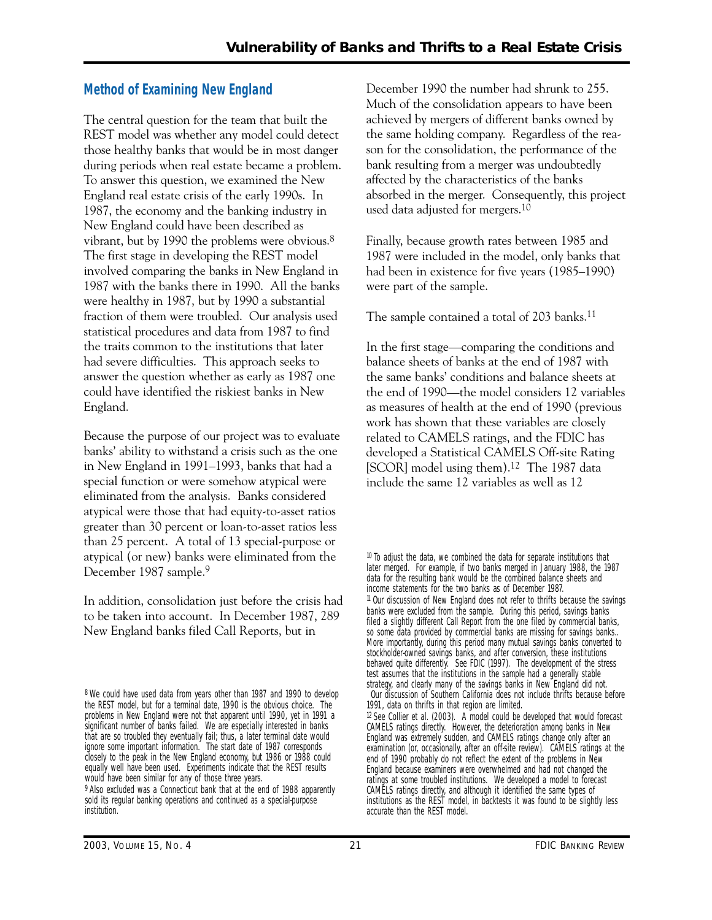## Method of Examining New England

The central question for the team that built the REST model was whether any model could detect those healthy banks that would be in most danger during periods when real estate became a problem. To answer this question, we examined the New England real estate crisis of the early 1990s. In 1987, the economy and the banking industry in New England could have been described as vibrant, but by 1990 the problems were obvious.[8] The first stage in developing the REST model involved comparing the banks in New England in 1987 with the banks there in 1990. All the banks were healthy in 1987, but by 1990 a substantial fraction of them were troubled. Our analysis used statistical procedures and data from 1987 to find the traits common to the institutions that later had severe difficulties. This approach seeks to answer the question whether as early as 1987 one could have identified the riskiest banks in New England.

Because the purpose of our project was to evaluate banks' ability to withstand a crisis such as the one in New England in 1991–1993, banks that had a special function or were somehow atypical were eliminated from the analysis. Banks considered atypical were those that had equity-to-asset ratios greater than 30 percent or loan-to-asset ratios less than 25 percent. A total of 13 special-purpose or atypical (or new) banks were eliminated from the December 1987 sample.[9]

In addition, consolidation just before the crisis had to be taken into account. In December 1987, 289 New England banks filed Call Reports, but in December 1990 the number had shrunk to 255. Much of the consolidation appears to have been achieved by mergers of different banks owned by the same holding company. Regardless of the reason for the consolidation, the performance of the bank resulting from a merger was undoubtedly affected by the characteristics of the banks absorbed in the merger. Consequently, this project used data adjusted for mergers.[10]

Finally, because growth rates between 1985 and 1987 were included in the model, only banks that had been in existence for five years (1985–1990) were part of the sample.

The sample contained a total of 203 banks.[11]

In the first stage—comparing the conditions and balance sheets of banks at the end of 1987 with the same banks' conditions and balance sheets at the end of 1990—the model considers 12 variables as measures of health at the end of 1990 (previous work has shown that these variables are closely related to CAMELS ratings, and the FDIC has developed a Statistical CAMELS Off-site Rating [SCOR] model using them).[12] The 1987 data include the same 12 variables as well as 12

---

[8] We could have used data from years other than 1987 and 1990 to develop the REST model, but for a terminal date, 1990 is the obvious choice. The problems in New England were not that apparent until 1990, yet in 1991 a significant number of banks failed. We are especially interested in banks that are so troubled they eventually fail; thus, a later terminal date would ignore some important information. The start date of 1987 corresponds closely to the peak in the New England economy, but 1986 or 1988 could equally well have been used. Experiments indicate that the REST results would have been similar for any of those three years.

[9] Also excluded was a Connecticut bank that at the end of 1988 apparently sold its regular banking operations and continued as a special-purpose institution.

[10] To adjust the data, we combined the data for separate institutions that later merged. For example, if two banks merged in January 1988, the 1987 data for the resulting bank would be the combined balance sheets and income statements for the two banks as of December 1987.

[11] Our discussion of New England does not refer to thrifts because the savings banks were excluded from the sample. During this period, savings banks filed a slightly different Call Report from the one filed by commercial banks, so some data provided by commercial banks are missing for savings banks.. More importantly, during this period many mutual savings banks converted to stockholder-owned savings banks, and after conversion, these institutions behaved quite differently. See FDIC (1997). The development of the stress test assumes that the institutions in the sample had a generally stable strategy, and clearly many of the savings banks in New England did not. Our discussion of Southern California does not include thrifts because before 1991, data on thrifts in that region are limited.

[12] See Collier et al. (2003). A model could be developed that would forecast CAMELS ratings directly. However, the deterioration among banks in New England was extremely sudden, and CAMELS ratings change only after an examination (or, occasionally, after an off-site review). CAMELS ratings at the end of 1990 probably do not reflect the extent of the problems in New England because examiners were overwhelmed and had not changed the ratings at some troubled institutions. We developed a model to forecast CAMELS ratings directly, and although it identified the same types of institutions as the REST model, in backtests it was found to be slightly less accurate than the REST model.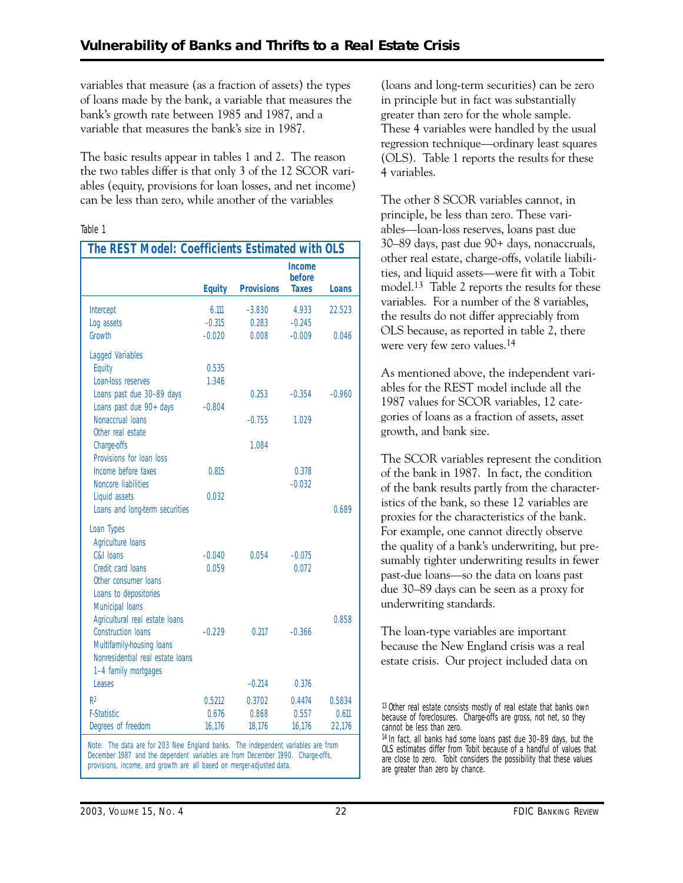variables that measure (as a fraction of assets) the types of loans made by the bank, a variable that measures the bank's growth rate between 1985 and 1987, and a variable that measures the bank's size in 1987.

The basic results appear in tables 1 and 2. The reason the two tables differ is that only 3 of the 12 SCOR variables (equity, provisions for loan losses, and net income) can be less than zero, while another of the variables (loans and long-term securities) can be zero in principle but in fact was substantially greater than zero for the whole sample. These 4 variables were handled by the usual regression technique—ordinary least squares (OLS). Table 1 reports the results for these 4 variables.

Table 1

**The REST Model: Coefficients Estimated with OLS**

| | Equity | Provisions | Income before Taxes | Loans |
|---|---|---|---|---|
| Intercept | 6.111 | –3.830 | 4.933 | 22.523 |
| Log assets | –0.315 | 0.283 | –0.245 | |
| Growth | –0.020 | 0.008 | –0.009 | 0.046 |
| **Lagged Variables** | | | | |
| Equity | 0.535 | | | |
| Loan-loss reserves | 1.346 | | | |
| Loans past due 30–89 days | | 0.253 | –0.354 | –0.960 |
| Loans past due 90+ days | –0.804 | | | |
| Nonaccrual loans | | –0.755 | 1.029 | |
| Other real estate | | | | |
| Charge-offs | | 1.084 | | |
| Provisions for loan loss | | | | |
| Income before taxes | 0.815 | | 0.378 | |
| Noncore liabilities | | | –0.032 | |
| Liquid assets | 0.032 | | | |
| Loans and long-term securities | | | | 0.689 |
| **Loan Types** | | | | |
| Agriculture loans | | | | |
| C&I loans | –0.040 | 0.054 | –0.075 | |
| Credit card loans | 0.059 | | 0.072 | |
| Other consumer loans | | | | |
| Loans to depositories | | | | |
| Municipal loans | | | | |
| Agricultural real estate loans | | | | 0.858 |
| Construction loans | –0.229 | 0.217 | –0.366 | |
| Multifamily-housing loans | | | | |
| Nonresidential real estate loans | | | | |
| 1–4 family mortgages | | | | |
| Leases | | –0.214 | 0.376 | |
| $R^2$ | 0.5212 | 0.3702 | 0.4474 | 0.5834 |
| F-Statistic | 0.676 | 0.868 | 0.557 | 0.611 |
| Degrees of freedom | 16,176 | 18,176 | 16,176 | 22,176 |

Note: The data are for 203 New England banks. The independent variables are from December 1987 and the dependent variables are from December 1990. Charge-offs, provisions, income, and growth are all based on merger-adjusted data.

The other 8 SCOR variables cannot, in principle, be less than zero. These variables—loan-loss reserves, loans past due 30–89 days, past due 90+ days, nonaccruals, other real estate, charge-offs, volatile liabilities, and liquid assets—were fit with a Tobit model.[13] Table 2 reports the results for these variables. For a number of the 8 variables, the results do not differ appreciably from OLS because, as reported in table 2, there were very few zero values.[14]

As mentioned above, the independent variables for the REST model include all the 1987 values for SCOR variables, 12 categories of loans as a fraction of assets, asset growth, and bank size.

The SCOR variables represent the condition of the bank in 1987. In fact, the condition of the bank results partly from the characteristics of the bank, so these 12 variables are proxies for the characteristics of the bank. For example, one cannot directly observe the quality of a bank's underwriting, but presumably tighter underwriting results in fewer past-due loans—so the data on loans past due 30–89 days can be seen as a proxy for underwriting standards.

The loan-type variables are important because the New England crisis was a real estate crisis. Our project included data on

[13] Other real estate consists mostly of real estate that banks own because of foreclosures. Charge-offs are gross, not net, so they cannot be less than zero.

[14] In fact, all banks had some loans past due 30–89 days, but the OLS estimates differ from Tobit because of a handful of values that are close to zero. Tobit considers the possibility that these values are greater than zero by chance.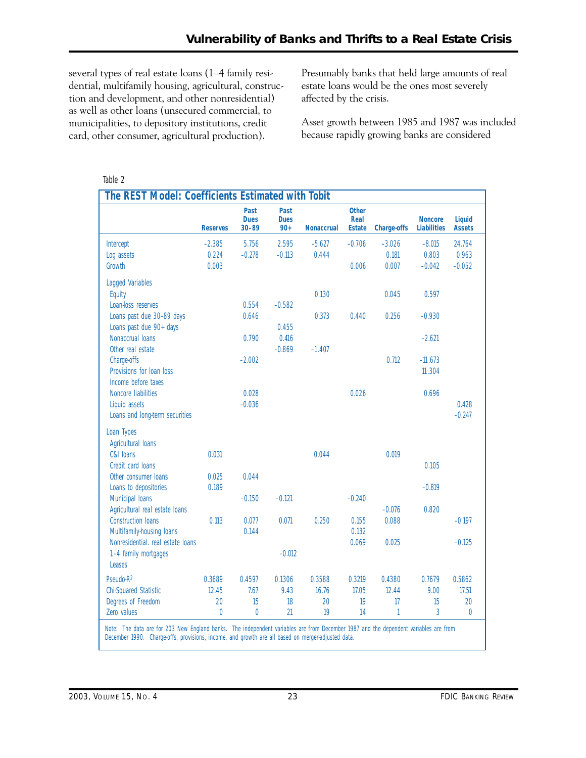several types of real estate loans (1–4 family residential, multifamily housing, agricultural, construction and development, and other nonresidential) as well as other loans (unsecured commercial, to municipalities, to depository institutions, credit card, other consumer, agricultural production). Presumably banks that held large amounts of real estate loans would be the ones most severely affected by the crisis.

Asset growth between 1985 and 1987 was included because rapidly growing banks are considered

Table 2

**The REST Model: Coefficients Estimated with Tobit**

| | Reserves | Past Dues 30–89 | Past Dues 90+ | Nonaccrual | Other Real Estate | Charge-offs | Noncore Liabilities | Liquid Assets |
|---|---|---|---|---|---|---|---|---|
| Intercept | –2.385 | 5.756 | 2.595 | –5.627 | –0.706 | –3.026 | –8.015 | 24.764 |
| Log assets | 0.224 | –0.278 | –0.113 | 0.444 | | 0.181 | 0.803 | 0.963 |
| Growth | 0.003 | | | | 0.006 | 0.007 | –0.042 | –0.052 |
| **Lagged Variables** | | | | | | | | |
| Equity | | | | 0.130 | | 0.045 | 0.597 | |
| Loan-loss reserves | | 0.554 | –0.582 | | | | | |
| Loans past due 30–89 days | | 0.646 | | 0.373 | 0.440 | 0.256 | –0.930 | |
| Loans past due 90+ days | | | 0.455 | | | | | |
| Nonaccrual loans | | 0.790 | 0.416 | | | | –2.621 | |
| Other real estate | | | –0.869 | –1.407 | | | | |
| Charge-offs | | –2.002 | | | | 0.712 | –11.673 | |
| Provisions for loan loss | | | | | | | 11.304 | |
| Income before taxes | | | | | | | | |
| Noncore liabilities | | 0.028 | | | 0.026 | | 0.696 | |
| Liquid assets | | –0.036 | | | | | | 0.428 |
| Loans and long-term securities | | | | | | | | –0.247 |
| **Loan Types** | | | | | | | | |
| Agricultural loans | | | | | | | | |
| C&I loans | 0.031 | | | 0.044 | | 0.019 | | |
| Credit card loans | | | | | | | 0.105 | |
| Other consumer loans | 0.025 | 0.044 | | | | | | |
| Loans to depositories | 0.189 | | | | | | –0.819 | |
| Municipal loans | | –0.150 | –0.121 | | –0.240 | | | |
| Agricultural real estate loans | | | | | | –0.076 | 0.820 | |
| Construction loans | 0.113 | 0.077 | 0.071 | 0.250 | 0.155 | 0.088 | | –0.197 |
| Multifamily-housing loans | | 0.144 | | | 0.132 | | | |
| Nonresidential. real estate loans | | | | | 0.069 | 0.025 | | –0.125 |
| 1–4 family mortgages | | | –0.012 | | | | | |
| Leases | | | | | | | | |
| Pseudo-$R^2$ | 0.3689 | 0.4597 | 0.1306 | 0.3588 | 0.3219 | 0.4380 | 0.7679 | 0.5862 |
| Chi-Squared Statistic | 12.45 | 7.67 | 9.43 | 16.76 | 17.05 | 12.44 | 9.00 | 17.51 |
| Degrees of Freedom | 20 | 15 | 18 | 20 | 19 | 17 | 15 | 20 |
| Zero values | 0 | 0 | 21 | 19 | 14 | 1 | 3 | 0 |

Note: The data are for 203 New England banks. The independent variables are from December 1987 and the dependent variables are from December 1990. Charge-offs, provisions, income, and growth are all based on merger-adjusted data.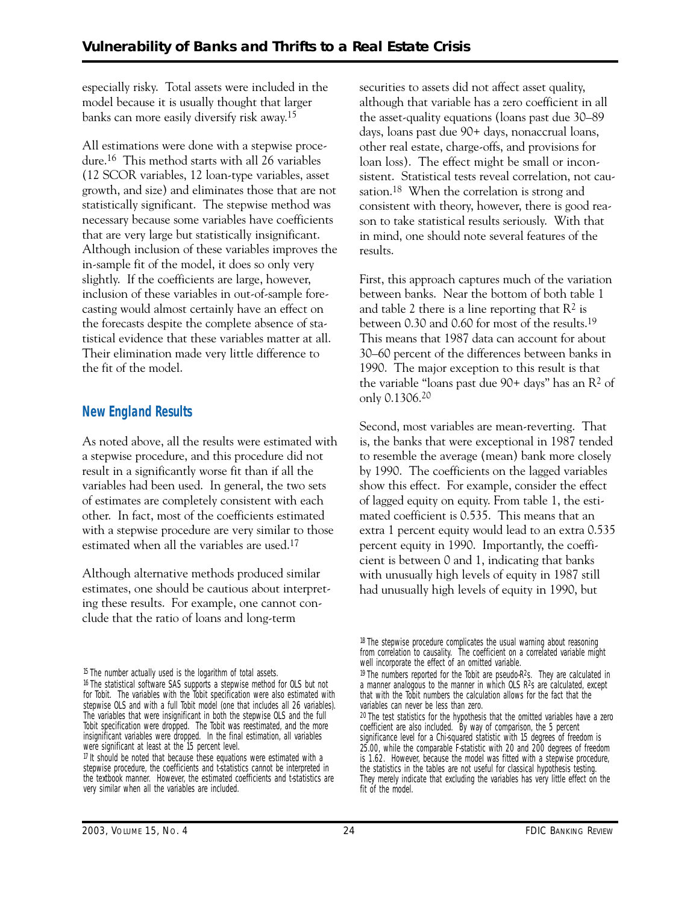especially risky. Total assets were included in the model because it is usually thought that larger banks can more easily diversify risk away.[15]

All estimations were done with a stepwise procedure.[16] This method starts with all 26 variables (12 SCOR variables, 12 loan-type variables, asset growth, and size) and eliminates those that are not statistically significant. The stepwise method was necessary because some variables have coefficients that are very large but statistically insignificant. Although inclusion of these variables improves the in-sample fit of the model, it does so only very slightly. If the coefficients are large, however, inclusion of these variables in out-of-sample forecasting would almost certainly have an effect on the forecasts despite the complete absence of statistical evidence that these variables matter at all. Their elimination made very little difference to the fit of the model.

## New England Results

As noted above, all the results were estimated with a stepwise procedure, and this procedure did not result in a significantly worse fit than if all the variables had been used. In general, the two sets of estimates are completely consistent with each other. In fact, most of the coefficients estimated with a stepwise procedure are very similar to those estimated when all the variables are used.[17]

Although alternative methods produced similar estimates, one should be cautious about interpreting these results. For example, one cannot conclude that the ratio of loans and long-term securities to assets did not affect asset quality, although that variable has a zero coefficient in all the asset-quality equations (loans past due 30–89 days, loans past due 90+ days, nonaccrual loans, other real estate, charge-offs, and provisions for loan loss). The effect might be small or inconsistent. Statistical tests reveal correlation, not causation.[18] When the correlation is strong and consistent with theory, however, there is good reason to take statistical results seriously. With that in mind, one should note several features of the results.

First, this approach captures much of the variation between banks. Near the bottom of both table 1 and table 2 there is a line reporting that $R^2$ is between 0.30 and 0.60 for most of the results.[19] This means that 1987 data can account for about 30–60 percent of the differences between banks in 1990. The major exception to this result is that the variable "loans past due 90+ days" has an $R^2$ of only 0.1306.[20]

Second, most variables are mean-reverting. That is, the banks that were exceptional in 1987 tended to resemble the average (mean) bank more closely by 1990. The coefficients on the lagged variables show this effect. For example, consider the effect of lagged equity on equity. From table 1, the estimated coefficient is 0.535. This means that an extra 1 percent equity would lead to an extra 0.535 percent equity in 1990. Importantly, the coefficient is between 0 and 1, indicating that banks with unusually high levels of equity in 1987 still had unusually high levels of equity in 1990, but

---

[15] The number actually used is the logarithm of total assets.

[16] The statistical software SAS supports a stepwise method for OLS but not for Tobit. The variables with the Tobit specification were also estimated with stepwise OLS and with a full Tobit model (one that includes all 26 variables). The variables that were insignificant in both the stepwise OLS and the full Tobit specification were dropped. The Tobit was reestimated, and the more insignificant variables were dropped. In the final estimation, all variables were significant at least at the 15 percent level.

[17] It should be noted that because these equations were estimated with a stepwise procedure, the coefficients and t-statistics cannot be interpreted in the textbook manner. However, the estimated coefficients and t-statistics are very similar when all the variables are included.

[18] The stepwise procedure complicates the usual warning about reasoning from correlation to causality. The coefficient on a correlated variable might well incorporate the effect of an omitted variable.

[19] The numbers reported for the Tobit are pseudo-$R^2$s. They are calculated in a manner analogous to the manner in which OLS $R^2$s are calculated, except that with the Tobit numbers the calculation allows for the fact that the variables can never be less than zero.

[20] The test statistics for the hypothesis that the omitted variables have a zero coefficient are also included. By way of comparison, the 5 percent significance level for a Chi-squared statistic with 15 degrees of freedom is 25.00, while the comparable F-statistic with 20 and 200 degrees of freedom is 1.62. However, because the model was fitted with a stepwise procedure, the statistics in the tables are not useful for classical hypothesis testing. They merely indicate that excluding the variables has very little effect on the fit of the model.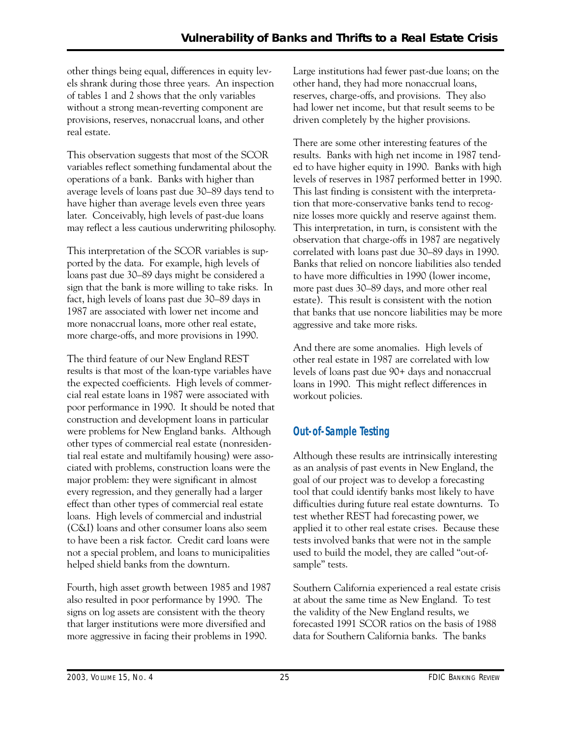other things being equal, differences in equity levels shrank during those three years. An inspection of tables 1 and 2 shows that the only variables without a strong mean-reverting component are provisions, reserves, nonaccrual loans, and other real estate.

This observation suggests that most of the SCOR variables reflect something fundamental about the operations of a bank. Banks with higher than average levels of loans past due 30–89 days tend to have higher than average levels even three years later. Conceivably, high levels of past-due loans may reflect a less cautious underwriting philosophy.

This interpretation of the SCOR variables is supported by the data. For example, high levels of loans past due 30–89 days might be considered a sign that the bank is more willing to take risks. In fact, high levels of loans past due 30–89 days in 1987 are associated with lower net income and more nonaccrual loans, more other real estate, more charge-offs, and more provisions in 1990.

The third feature of our New England REST results is that most of the loan-type variables have the expected coefficients. High levels of commercial real estate loans in 1987 were associated with poor performance in 1990. It should be noted that construction and development loans in particular were problems for New England banks. Although other types of commercial real estate (nonresidential real estate and multifamily housing) were associated with problems, construction loans were the major problem: they were significant in almost every regression, and they generally had a larger effect than other types of commercial real estate loans. High levels of commercial and industrial (C&I) loans and other consumer loans also seem to have been a risk factor. Credit card loans were not a special problem, and loans to municipalities helped shield banks from the downturn.

Fourth, high asset growth between 1985 and 1987 also resulted in poor performance by 1990. The signs on log assets are consistent with the theory that larger institutions were more diversified and more aggressive in facing their problems in 1990. Large institutions had fewer past-due loans; on the other hand, they had more nonaccrual loans, reserves, charge-offs, and provisions. They also had lower net income, but that result seems to be driven completely by the higher provisions.

There are some other interesting features of the results. Banks with high net income in 1987 tended to have higher equity in 1990. Banks with high levels of reserves in 1987 performed better in 1990. This last finding is consistent with the interpretation that more-conservative banks tend to recognize losses more quickly and reserve against them. This interpretation, in turn, is consistent with the observation that charge-offs in 1987 are negatively correlated with loans past due 30–89 days in 1990. Banks that relied on noncore liabilities also tended to have more difficulties in 1990 (lower income, more past dues 30–89 days, and more other real estate). This result is consistent with the notion that banks that use noncore liabilities may be more aggressive and take more risks.

And there are some anomalies. High levels of other real estate in 1987 are correlated with low levels of loans past due 90+ days and nonaccrual loans in 1990. This might reflect differences in workout policies.

## Out-of-Sample Testing

Although these results are intrinsically interesting as an analysis of past events in New England, the goal of our project was to develop a forecasting tool that could identify banks most likely to have difficulties during future real estate downturns. To test whether REST had forecasting power, we applied it to other real estate crises. Because these tests involved banks that were not in the sample used to build the model, they are called "out-of-sample" tests.

Southern California experienced a real estate crisis at about the same time as New England. To test the validity of the New England results, we forecasted 1991 SCOR ratios on the basis of 1988 data for Southern California banks. The banks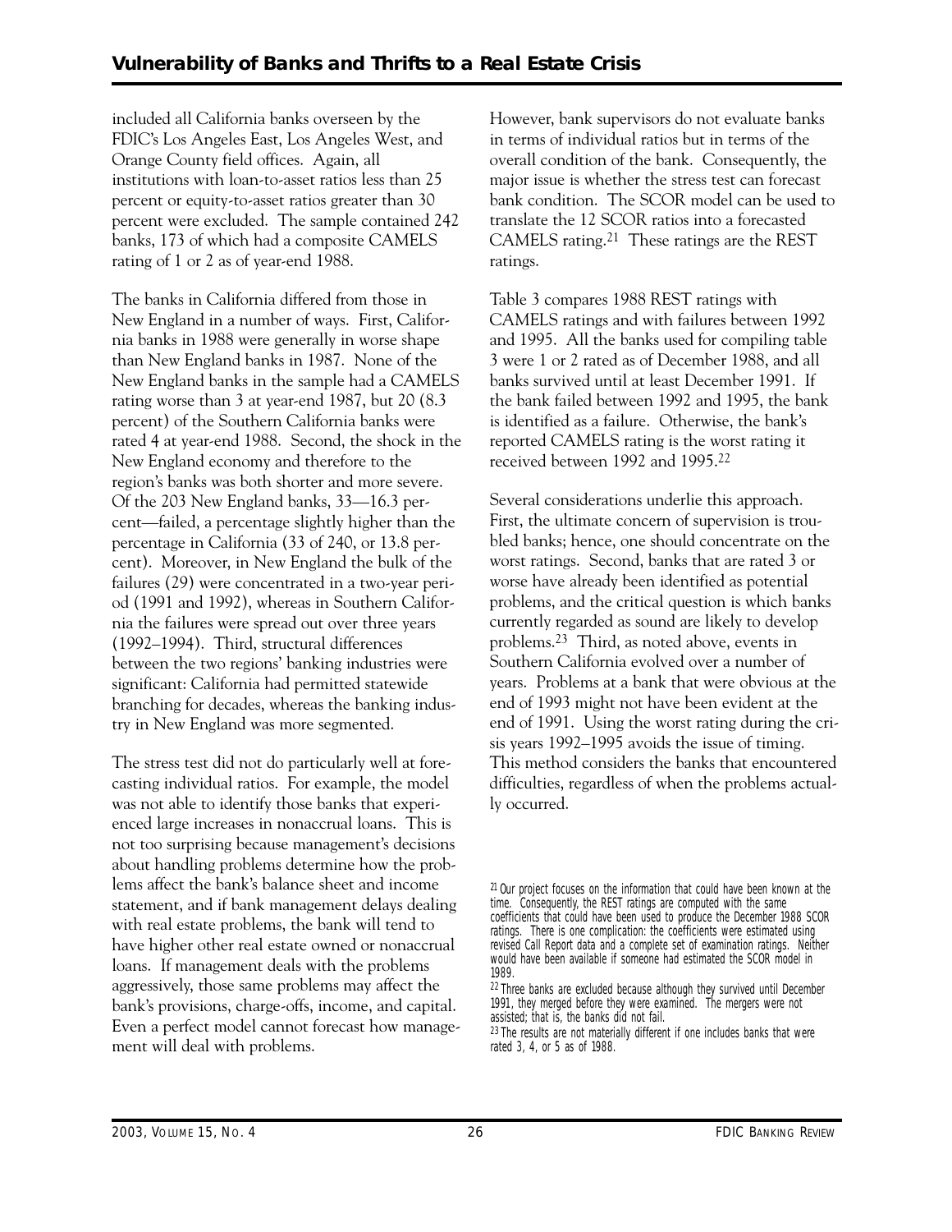included all California banks overseen by the FDIC's Los Angeles East, Los Angeles West, and Orange County field offices. Again, all institutions with loan-to-asset ratios less than 25 percent or equity-to-asset ratios greater than 30 percent were excluded. The sample contained 242 banks, 173 of which had a composite CAMELS rating of 1 or 2 as of year-end 1988.

The banks in California differed from those in New England in a number of ways. First, California banks in 1988 were generally in worse shape than New England banks in 1987. None of the New England banks in the sample had a CAMELS rating worse than 3 at year-end 1987, but 20 (8.3 percent) of the Southern California banks were rated 4 at year-end 1988. Second, the shock in the New England economy and therefore to the region's banks was both shorter and more severe. Of the 203 New England banks, 33—16.3 percent—failed, a percentage slightly higher than the percentage in California (33 of 240, or 13.8 percent). Moreover, in New England the bulk of the failures (29) were concentrated in a two-year period (1991 and 1992), whereas in Southern California the failures were spread out over three years (1992–1994). Third, structural differences between the two regions' banking industries were significant: California had permitted statewide branching for decades, whereas the banking industry in New England was more segmented.

The stress test did not do particularly well at forecasting individual ratios. For example, the model was not able to identify those banks that experienced large increases in nonaccrual loans. This is not too surprising because management's decisions about handling problems determine how the problems affect the bank's balance sheet and income statement, and if bank management delays dealing with real estate problems, the bank will tend to have higher other real estate owned or nonaccrual loans. If management deals with the problems aggressively, those same problems may affect the bank's provisions, charge-offs, income, and capital. Even a perfect model cannot forecast how management will deal with problems.

However, bank supervisors do not evaluate banks in terms of individual ratios but in terms of the overall condition of the bank. Consequently, the major issue is whether the stress test can forecast bank condition. The SCOR model can be used to translate the 12 SCOR ratios into a forecasted CAMELS rating.[21] These ratings are the REST ratings.

Table 3 compares 1988 REST ratings with CAMELS ratings and with failures between 1992 and 1995. All the banks used for compiling table 3 were 1 or 2 rated as of December 1988, and all banks survived until at least December 1991. If the bank failed between 1992 and 1995, the bank is identified as a failure. Otherwise, the bank's reported CAMELS rating is the worst rating it received between 1992 and 1995.[22]

Several considerations underlie this approach. First, the ultimate concern of supervision is troubled banks; hence, one should concentrate on the worst ratings. Second, banks that are rated 3 or worse have already been identified as potential problems, and the critical question is which banks currently regarded as sound are likely to develop problems.[23] Third, as noted above, events in Southern California evolved over a number of years. Problems at a bank that were obvious at the end of 1993 might not have been evident at the end of 1991. Using the worst rating during the crisis years 1992–1995 avoids the issue of timing. This method considers the banks that encountered difficulties, regardless of when the problems actually occurred.

[21] Our project focuses on the information that could have been known at the time. Consequently, the REST ratings are computed with the same coefficients that could have been used to produce the December 1988 SCOR ratings. There is one complication: the coefficients were estimated using revised Call Report data and a complete set of examination ratings. Neither would have been available if someone had estimated the SCOR model in 1989.

[22] Three banks are excluded because although they survived until December 1991, they merged before they were examined. The mergers were not assisted; that is, the banks did not fail.

[23] The results are not materially different if one includes banks that were rated 3, 4, or 5 as of 1988.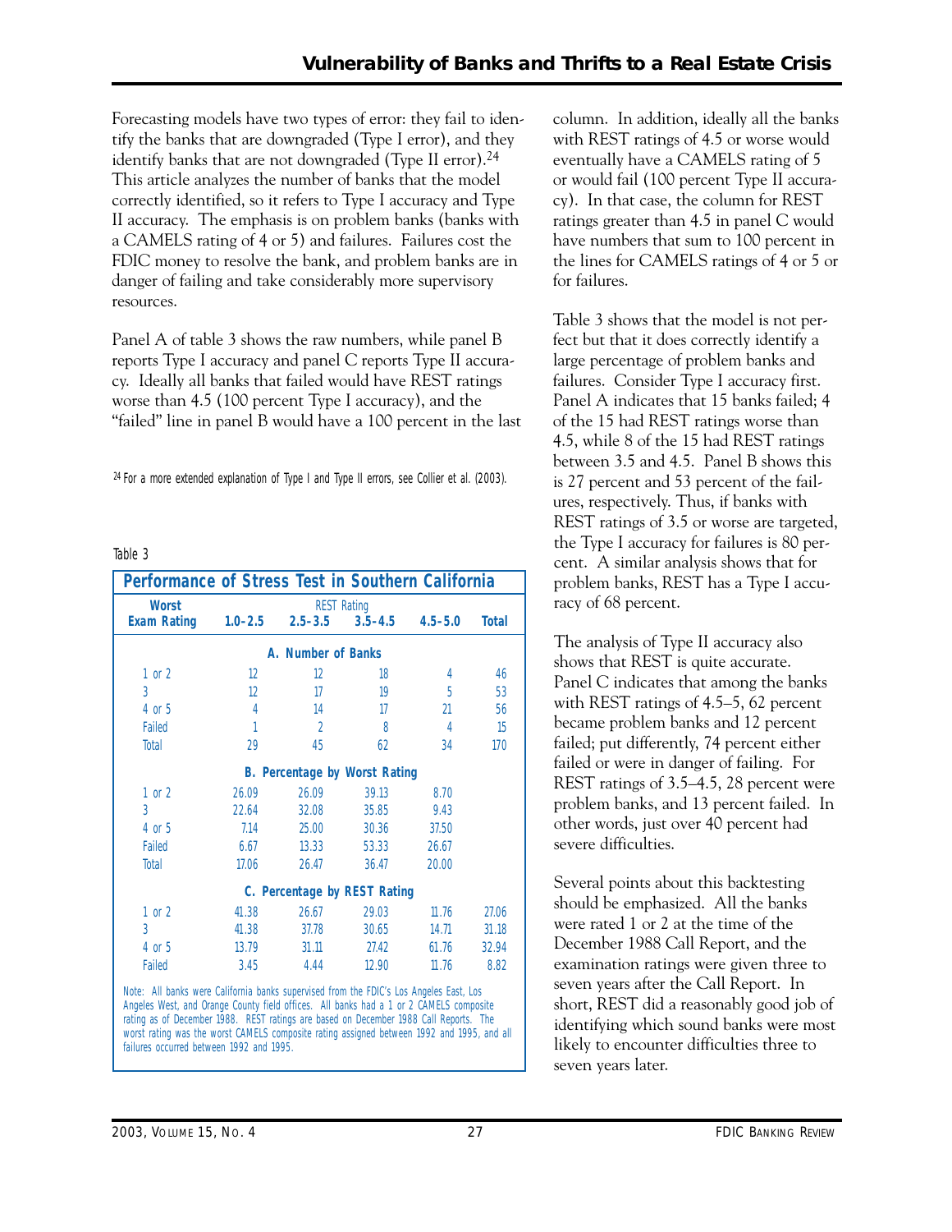Forecasting models have two types of error: they fail to identify the banks that are downgraded (Type I error), and they identify banks that are not downgraded (Type II error).[24] This article analyzes the number of banks that the model correctly identified, so it refers to Type I accuracy and Type II accuracy. The emphasis is on problem banks (banks with a CAMELS rating of 4 or 5) and failures. Failures cost the FDIC money to resolve the bank, and problem banks are in danger of failing and take considerably more supervisory resources.

Panel A of table 3 shows the raw numbers, while panel B reports Type I accuracy and panel C reports Type II accuracy. Ideally all banks that failed would have REST ratings worse than 4.5 (100 percent Type I accuracy), and the "failed" line in panel B would have a 100 percent in the last column. In addition, ideally all the banks with REST ratings of 4.5 or worse would eventually have a CAMELS rating of 5 or would fail (100 percent Type II accuracy). In that case, the column for REST ratings greater than 4.5 in panel C would have numbers that sum to 100 percent in the lines for CAMELS ratings of 4 or 5 or for failures.

[24] For a more extended explanation of Type I and Type II errors, see Collier et al. (2003).

Table 3

**Performance of Stress Test in Southern California**

| Worst Exam Rating | REST Rating 1.0–2.5 | 2.5–3.5 | 3.5–4.5 | 4.5–5.0 | Total |
|---|---|---|---|---|---|
| **A. Number of Banks** | | | | | |
| 1 or 2 | 12 | 12 | 18 | 4 | 46 |
| 3 | 12 | 17 | 19 | 5 | 53 |
| 4 or 5 | 4 | 14 | 17 | 21 | 56 |
| Failed | 1 | 2 | 8 | 4 | 15 |
| Total | 29 | 45 | 62 | 34 | 170 |
| **B. Percentage by Worst Rating** | | | | | |
| 1 or 2 | 26.09 | 26.09 | 39.13 | 8.70 | |
| 3 | 22.64 | 32.08 | 35.85 | 9.43 | |
| 4 or 5 | 7.14 | 25.00 | 30.36 | 37.50 | |
| Failed | 6.67 | 13.33 | 53.33 | 26.67 | |
| Total | 17.06 | 26.47 | 36.47 | 20.00 | |
| **C. Percentage by REST Rating** | | | | | |
| 1 or 2 | 41.38 | 26.67 | 29.03 | 11.76 | 27.06 |
| 3 | 41.38 | 37.78 | 30.65 | 14.71 | 31.18 |
| 4 or 5 | 13.79 | 31.11 | 27.42 | 61.76 | 32.94 |
| Failed | 3.45 | 4.44 | 12.90 | 11.76 | 8.82 |

Note: All banks were California banks supervised from the FDIC's Los Angeles East, Los Angeles West, and Orange County field offices. All banks had a 1 or 2 CAMELS composite rating as of December 1988. REST ratings are based on December 1988 Call Reports. The worst rating was the worst CAMELS composite rating assigned between 1992 and 1995, and all failures occurred between 1992 and 1995.

Table 3 shows that the model is not perfect but that it does correctly identify a large percentage of problem banks and failures. Consider Type I accuracy first. Panel A indicates that 15 banks failed; 4 of the 15 had REST ratings worse than 4.5, while 8 of the 15 had REST ratings between 3.5 and 4.5. Panel B shows this is 27 percent and 53 percent of the failures, respectively. Thus, if banks with REST ratings of 3.5 or worse are targeted, the Type I accuracy for failures is 80 percent. A similar analysis shows that for problem banks, REST has a Type I accuracy of 68 percent.

The analysis of Type II accuracy also shows that REST is quite accurate. Panel C indicates that among the banks with REST ratings of 4.5–5, 62 percent became problem banks and 12 percent failed; put differently, 74 percent either failed or were in danger of failing. For REST ratings of 3.5–4.5, 28 percent were problem banks, and 13 percent failed. In other words, just over 40 percent had severe difficulties.

Several points about this backtesting should be emphasized. All the banks were rated 1 or 2 at the time of the December 1988 Call Report, and the examination ratings were given three to seven years after the Call Report. In short, REST did a reasonably good job of identifying which sound banks were most likely to encounter difficulties three to seven years later.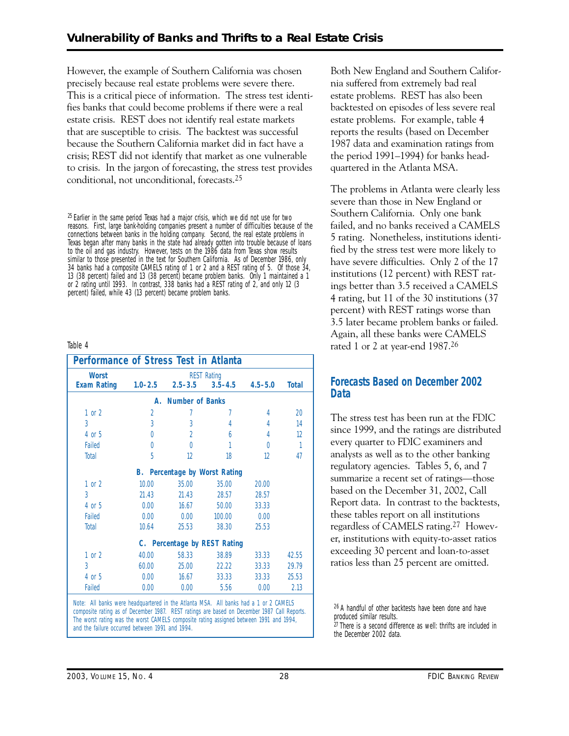However, the example of Southern California was chosen precisely because real estate problems were severe there. This is a critical piece of information. The stress test identifies banks that could become problems if there were a real estate crisis. REST does not identify real estate markets that are susceptible to crisis. The backtest was successful because the Southern California market did in fact have a crisis; REST did not identify that market as one vulnerable to crisis. In the jargon of forecasting, the stress test provides conditional, not unconditional, forecasts.[25]

[25] Earlier in the same period Texas had a major crisis, which we did not use for two reasons. First, large bank-holding companies present a number of difficulties because of the connections between banks in the holding company. Second, the real estate problems in Texas began after many banks in the state had already gotten into trouble because of loans to the oil and gas industry. However, tests on the 1986 data from Texas show results similar to those presented in the text for Southern California. As of December 1986, only 34 banks had a composite CAMELS rating of 1 or 2 and a REST rating of 5. Of those 34, 13 (38 percent) failed and 13 (38 percent) became problem banks. Only 1 maintained a 1 or 2 rating until 1993. In contrast, 338 banks had a REST rating of 2, and only 12 (3 percent) failed, while 43 (13 percent) became problem banks.

Table 4

**Performance of Stress Test in Atlanta**

| Worst Exam Rating | REST Rating 1.0–2.5 | 2.5–3.5 | 3.5–4.5 | 4.5–5.0 | Total |
|---|---|---|---|---|---|
| **A. Number of Banks** | | | | | |
| 1 or 2 | 2 | 7 | 7 | 4 | 20 |
| 3 | 3 | 3 | 4 | 4 | 14 |
| 4 or 5 | 0 | 2 | 6 | 4 | 12 |
| Failed | 0 | 0 | 1 | 0 | 1 |
| Total | 5 | 12 | 18 | 12 | 47 |
| **B. Percentage by Worst Rating** | | | | | |
| 1 or 2 | 10.00 | 35.00 | 35.00 | 20.00 | |
| 3 | 21.43 | 21.43 | 28.57 | 28.57 | |
| 4 or 5 | 0.00 | 16.67 | 50.00 | 33.33 | |
| Failed | 0.00 | 0.00 | 100.00 | 0.00 | |
| Total | 10.64 | 25.53 | 38.30 | 25.53 | |
| **C. Percentage by REST Rating** | | | | | |
| 1 or 2 | 40.00 | 58.33 | 38.89 | 33.33 | 42.55 |
| 3 | 60.00 | 25.00 | 22.22 | 33.33 | 29.79 |
| 4 or 5 | 0.00 | 16.67 | 33.33 | 33.33 | 25.53 |
| Failed | 0.00 | 0.00 | 5.56 | 0.00 | 2.13 |

Note: All banks were headquartered in the Atlanta MSA. All banks had a 1 or 2 CAMELS composite rating as of December 1987. REST ratings are based on December 1987 Call Reports. The worst rating was the worst CAMELS composite rating assigned between 1991 and 1994, and the failure occurred between 1991 and 1994.

Both New England and Southern California suffered from extremely bad real estate problems. REST has also been backtested on episodes of less severe real estate problems. For example, table 4 reports the results (based on December 1987 data and examination ratings from the period 1991–1994) for banks headquartered in the Atlanta MSA.

The problems in Atlanta were clearly less severe than those in New England or Southern California. Only one bank failed, and no banks received a CAMELS 5 rating. Nonetheless, institutions identified by the stress test were more likely to have severe difficulties. Only 2 of the 17 institutions (12 percent) with REST ratings better than 3.5 received a CAMELS 4 rating, but 11 of the 30 institutions (37 percent) with REST ratings worse than 3.5 later became problem banks or failed. Again, all these banks were CAMELS rated 1 or 2 at year-end 1987.[26]

## Forecasts Based on December 2002 Data

The stress test has been run at the FDIC since 1999, and the ratings are distributed every quarter to FDIC examiners and analysts as well as to the other banking regulatory agencies. Tables 5, 6, and 7 summarize a recent set of ratings—those based on the December 31, 2002, Call Report data. In contrast to the backtests, these tables report on all institutions regardless of CAMELS rating.[27] However, institutions with equity-to-asset ratios exceeding 30 percent and loan-to-asset ratios less than 25 percent are omitted.

[26] A handful of other backtests have been done and have produced similar results.

[27] There is a second difference as well: thrifts are included in the December 2002 data.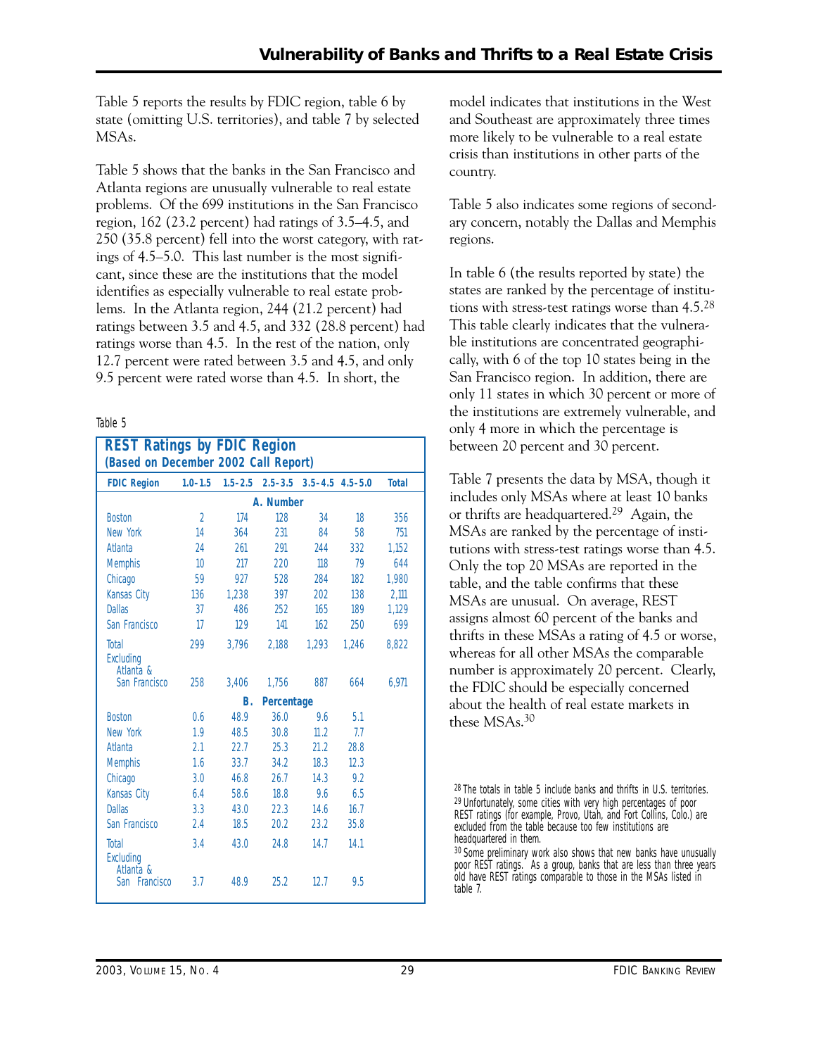Table 5 reports the results by FDIC region, table 6 by state (omitting U.S. territories), and table 7 by selected MSAs.

Table 5 shows that the banks in the San Francisco and Atlanta regions are unusually vulnerable to real estate problems. Of the 699 institutions in the San Francisco region, 162 (23.2 percent) had ratings of 3.5–4.5, and 250 (35.8 percent) fell into the worst category, with ratings of 4.5–5.0. This last number is the most significant, since these are the institutions that the model identifies as especially vulnerable to real estate problems. In the Atlanta region, 244 (21.2 percent) had ratings between 3.5 and 4.5, and 332 (28.8 percent) had ratings worse than 4.5. In the rest of the nation, only 12.7 percent were rated between 3.5 and 4.5, and only 9.5 percent were rated worse than 4.5. In short, the model indicates that institutions in the West and Southeast are approximately three times more likely to be vulnerable to a real estate crisis than institutions in other parts of the country.

Table 5

**REST Ratings by FDIC Region (Based on December 2002 Call Report)**

| FDIC Region | 1.0–1.5 | 1.5–2.5 | 2.5–3.5 | 3.5–4.5 | 4.5–5.0 | Total |
|---|---|---|---|---|---|---|
| **A. Number** | | | | | | |
| Boston | 2 | 174 | 128 | 34 | 18 | 356 |
| New York | 14 | 364 | 231 | 84 | 58 | 751 |
| Atlanta | 24 | 261 | 291 | 244 | 332 | 1,152 |
| Memphis | 10 | 217 | 220 | 118 | 79 | 644 |
| Chicago | 59 | 927 | 528 | 284 | 182 | 1,980 |
| Kansas City | 136 | 1,238 | 397 | 202 | 138 | 2,111 |
| Dallas | 37 | 486 | 252 | 165 | 189 | 1,129 |
| San Francisco | 17 | 129 | 141 | 162 | 250 | 699 |
| Total | 299 | 3,796 | 2,188 | 1,293 | 1,246 | 8,822 |
| Excluding Atlanta & San Francisco | 258 | 3,406 | 1,756 | 887 | 664 | 6,971 |
| **B. Percentage** | | | | | | |
| Boston | 0.6 | 48.9 | 36.0 | 9.6 | 5.1 | |
| New York | 1.9 | 48.5 | 30.8 | 11.2 | 7.7 | |
| Atlanta | 2.1 | 22.7 | 25.3 | 21.2 | 28.8 | |
| Memphis | 1.6 | 33.7 | 34.2 | 18.3 | 12.3 | |
| Chicago | 3.0 | 46.8 | 26.7 | 14.3 | 9.2 | |
| Kansas City | 6.4 | 58.6 | 18.8 | 9.6 | 6.5 | |
| Dallas | 3.3 | 43.0 | 22.3 | 14.6 | 16.7 | |
| San Francisco | 2.4 | 18.5 | 20.2 | 23.2 | 35.8 | |
| Total | 3.4 | 43.0 | 24.8 | 14.7 | 14.1 | |
| Excluding Atlanta & San Francisco | 3.7 | 48.9 | 25.2 | 12.7 | 9.5 | |

Table 5 also indicates some regions of secondary concern, notably the Dallas and Memphis regions.

In table 6 (the results reported by state) the states are ranked by the percentage of institutions with stress-test ratings worse than 4.5.[28] This table clearly indicates that the vulnerable institutions are concentrated geographically, with 6 of the top 10 states being in the San Francisco region. In addition, there are only 11 states in which 30 percent or more of the institutions are extremely vulnerable, and only 4 more in which the percentage is between 20 percent and 30 percent.

Table 7 presents the data by MSA, though it includes only MSAs where at least 10 banks or thrifts are headquartered.[29] Again, the MSAs are ranked by the percentage of institutions with stress-test ratings worse than 4.5. Only the top 20 MSAs are reported in the table, and the table confirms that these MSAs are unusual. On average, REST assigns almost 60 percent of the banks and thrifts in these MSAs a rating of 4.5 or worse, whereas for all other MSAs the comparable number is approximately 20 percent. Clearly, the FDIC should be especially concerned about the health of real estate markets in these MSAs.[30]

[28] The totals in table 5 include banks and thrifts in U.S. territories.

[29] Unfortunately, some cities with very high percentages of poor REST ratings (for example, Provo, Utah, and Fort Collins, Colo.) are excluded from the table because too few institutions are headquartered in them.

[30] Some preliminary work also shows that new banks have unusually poor REST ratings. As a group, banks that are less than three years old have REST ratings comparable to those in the MSAs listed in table 7.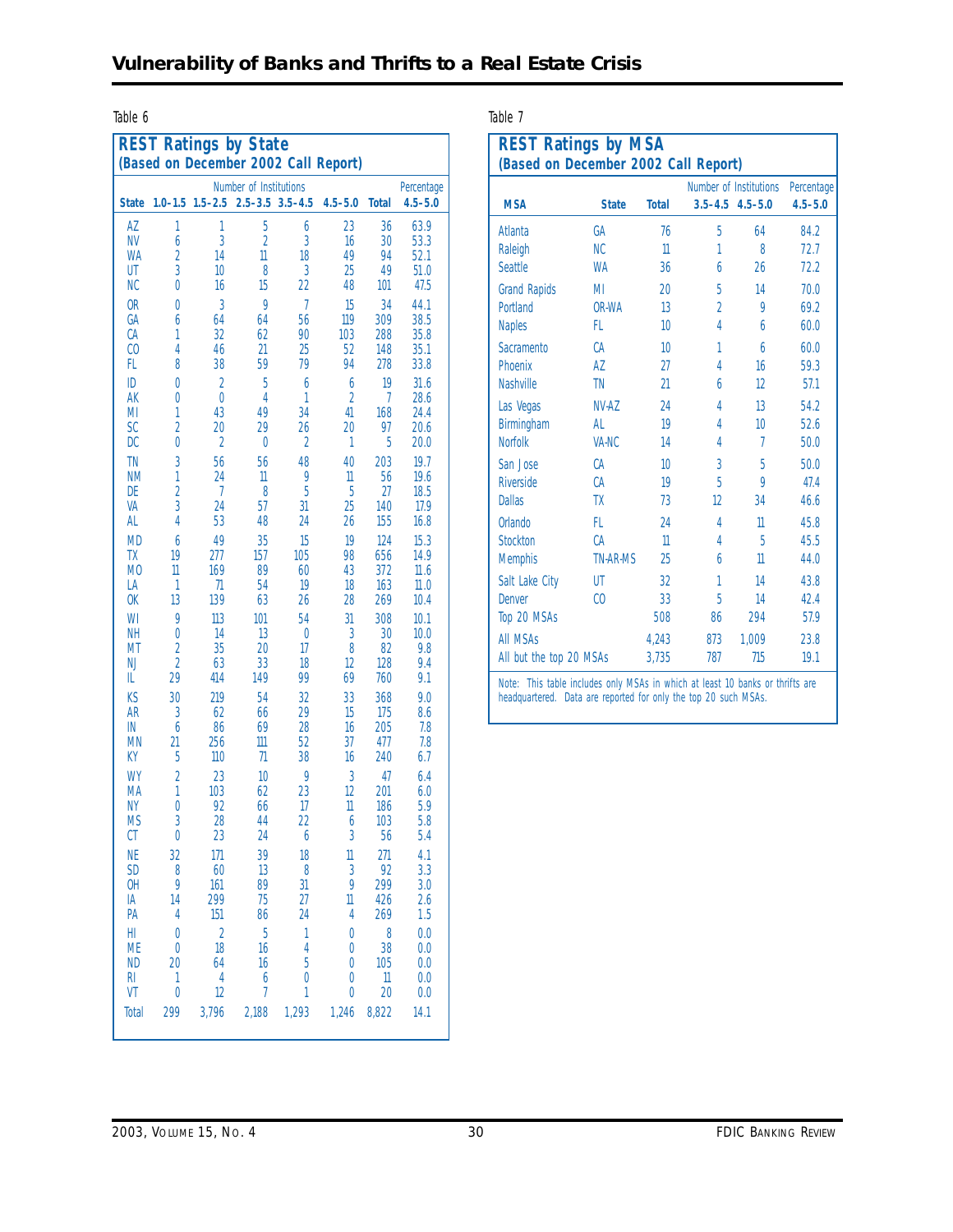Table 6

**REST Ratings by State**
**(Based on December 2002 Call Report)**

| | Number of Institutions | | | | | | Percentage |
|---|---|---|---|---|---|---|---|
| State | 1.0–1.5 | 1.5–2.5 | 2.5–3.5 | 3.5–4.5 | 4.5–5.0 | Total | 4.5–5.0 |
| AZ | 1 | 1 | 5 | 6 | 23 | 36 | 63.9 |
| NV | 6 | 3 | 2 | 3 | 16 | 30 | 53.3 |
| WA | 2 | 14 | 11 | 18 | 49 | 94 | 52.1 |
| UT | 3 | 10 | 8 | 3 | 25 | 49 | 51.0 |
| NC | 0 | 16 | 15 | 22 | 48 | 101 | 47.5 |
| OR | 0 | 3 | 9 | 7 | 15 | 34 | 44.1 |
| GA | 6 | 64 | 64 | 56 | 119 | 309 | 38.5 |
| CA | 1 | 32 | 62 | 90 | 103 | 288 | 35.8 |
| CO | 4 | 46 | 21 | 25 | 52 | 148 | 35.1 |
| FL | 8 | 38 | 59 | 79 | 94 | 278 | 33.8 |
| ID | 0 | 2 | 5 | 6 | 6 | 19 | 31.6 |
| AK | 0 | 0 | 4 | 1 | 2 | 7 | 28.6 |
| MI | 1 | 43 | 49 | 34 | 41 | 168 | 24.4 |
| SC | 2 | 20 | 29 | 26 | 20 | 97 | 20.6 |
| DC | 0 | 2 | 0 | 2 | 1 | 5 | 20.0 |
| TN | 3 | 56 | 56 | 48 | 40 | 203 | 19.7 |
| NM | 1 | 24 | 11 | 9 | 11 | 56 | 19.6 |
| DE | 2 | 7 | 8 | 5 | 5 | 27 | 18.5 |
| VA | 3 | 24 | 57 | 31 | 25 | 140 | 17.9 |
| AL | 4 | 53 | 48 | 24 | 26 | 155 | 16.8 |
| MD | 6 | 49 | 35 | 15 | 19 | 124 | 15.3 |
| TX | 19 | 277 | 157 | 105 | 98 | 656 | 14.9 |
| MO | 11 | 169 | 89 | 60 | 43 | 372 | 11.6 |
| LA | 1 | 71 | 54 | 19 | 18 | 163 | 11.0 |
| OK | 13 | 139 | 63 | 26 | 28 | 269 | 10.4 |
| WI | 9 | 113 | 101 | 54 | 31 | 308 | 10.1 |
| NH | 0 | 14 | 13 | 0 | 3 | 30 | 10.0 |
| MT | 2 | 35 | 20 | 17 | 8 | 82 | 9.8 |
| NJ | 2 | 63 | 33 | 18 | 12 | 128 | 9.4 |
| IL | 29 | 414 | 149 | 99 | 69 | 760 | 9.1 |
| KS | 30 | 219 | 54 | 32 | 33 | 368 | 9.0 |
| AR | 3 | 62 | 66 | 29 | 15 | 175 | 8.6 |
| IN | 6 | 86 | 69 | 28 | 16 | 205 | 7.8 |
| MN | 21 | 256 | 111 | 52 | 37 | 477 | 7.8 |
| KY | 5 | 110 | 71 | 38 | 16 | 240 | 6.7 |
| WY | 2 | 23 | 10 | 9 | 3 | 47 | 6.4 |
| MA | 1 | 103 | 62 | 23 | 12 | 201 | 6.0 |
| NY | 0 | 92 | 66 | 17 | 11 | 186 | 5.9 |
| MS | 3 | 28 | 44 | 22 | 6 | 103 | 5.8 |
| CT | 0 | 23 | 24 | 6 | 3 | 56 | 5.4 |
| NE | 32 | 171 | 39 | 18 | 11 | 271 | 4.1 |
| SD | 8 | 60 | 13 | 8 | 3 | 92 | 3.3 |
| OH | 9 | 161 | 89 | 31 | 9 | 299 | 3.0 |
| IA | 14 | 299 | 75 | 27 | 11 | 426 | 2.6 |
| PA | 4 | 151 | 86 | 24 | 4 | 269 | 1.5 |
| HI | 0 | 2 | 5 | 1 | 0 | 8 | 0.0 |
| ME | 0 | 18 | 16 | 4 | 0 | 38 | 0.0 |
| ND | 20 | 64 | 16 | 5 | 0 | 105 | 0.0 |
| RI | 1 | 4 | 6 | 0 | 0 | 11 | 0.0 |
| VT | 0 | 12 | 7 | 1 | 0 | 20 | 0.0 |
| Total | 299 | 3,796 | 2,188 | 1,293 | 1,246 | 8,822 | 14.1 |

Table 7

**REST Ratings by MSA**
**(Based on December 2002 Call Report)**

| | | | Number of Institutions | | Percentage |
|---|---|---|---|---|---|
| MSA | State | Total | 3.5–4.5 | 4.5–5.0 | 4.5–5.0 |
| Atlanta | GA | 76 | 5 | 64 | 84.2 |
| Raleigh | NC | 11 | 1 | 8 | 72.7 |
| Seattle | WA | 36 | 6 | 26 | 72.2 |
| Grand Rapids | MI | 20 | 5 | 14 | 70.0 |
| Portland | OR-WA | 13 | 2 | 9 | 69.2 |
| Naples | FL | 10 | 4 | 6 | 60.0 |
| Sacramento | CA | 10 | 1 | 6 | 60.0 |
| Phoenix | AZ | 27 | 4 | 16 | 59.3 |
| Nashville | TN | 21 | 6 | 12 | 57.1 |
| Las Vegas | NV-AZ | 24 | 4 | 13 | 54.2 |
| Birmingham | AL | 19 | 4 | 10 | 52.6 |
| Norfolk | VA-NC | 14 | 4 | 7 | 50.0 |
| San Jose | CA | 10 | 3 | 5 | 50.0 |
| Riverside | CA | 19 | 5 | 9 | 47.4 |
| Dallas | TX | 73 | 12 | 34 | 46.6 |
| Orlando | FL | 24 | 4 | 11 | 45.8 |
| Stockton | CA | 11 | 4 | 5 | 45.5 |
| Memphis | TN-AR-MS | 25 | 6 | 11 | 44.0 |
| Salt Lake City | UT | 32 | 1 | 14 | 43.8 |
| Denver | CO | 33 | 5 | 14 | 42.4 |
| Top 20 MSAs | | 508 | 86 | 294 | 57.9 |
| All MSAs | | 4,243 | 873 | 1,009 | 23.8 |
| All but the top 20 MSAs | | 3,735 | 787 | 715 | 19.1 |

Note: This table includes only MSAs in which at least 10 banks or thrifts are headquartered. Data are reported for only the top 20 such MSAs.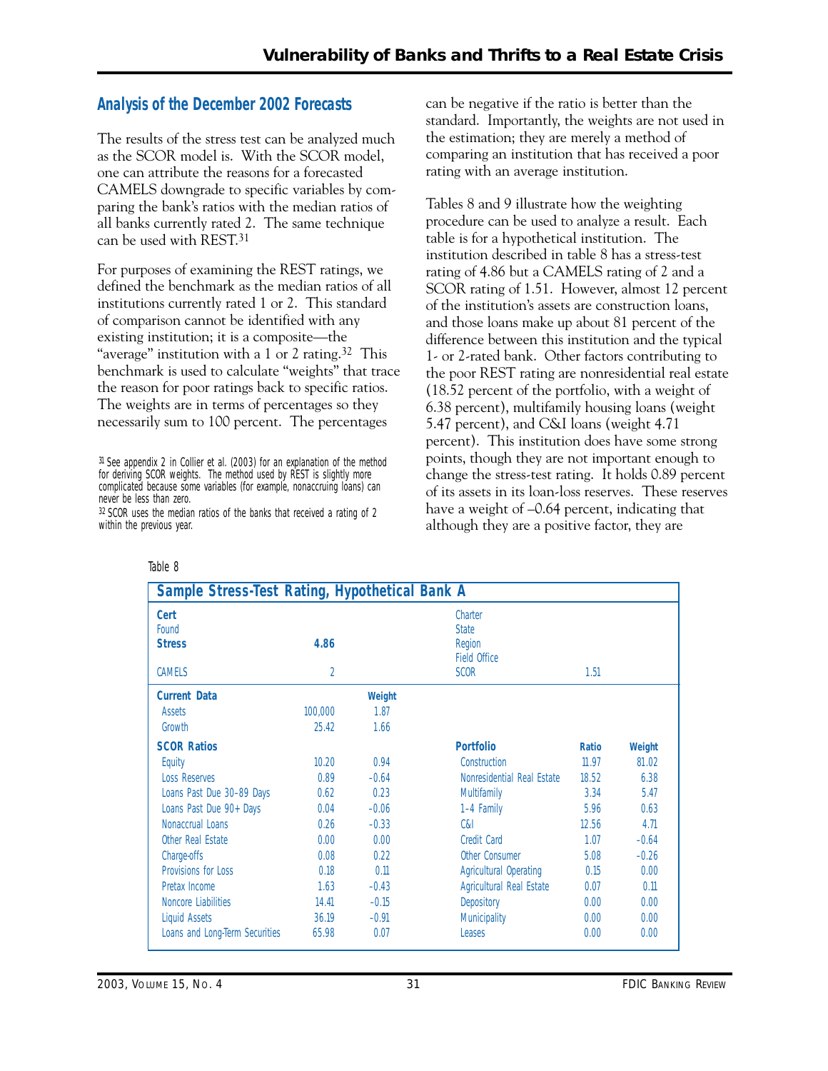## Analysis of the December 2002 Forecasts

The results of the stress test can be analyzed much as the SCOR model is. With the SCOR model, one can attribute the reasons for a forecasted CAMELS downgrade to specific variables by comparing the bank's ratios with the median ratios of all banks currently rated 2. The same technique can be used with REST.[31]

For purposes of examining the REST ratings, we defined the benchmark as the median ratios of all institutions currently rated 1 or 2. This standard of comparison cannot be identified with any existing institution; it is a composite—the "average" institution with a 1 or 2 rating.[32] This benchmark is used to calculate "weights" that trace the reason for poor ratings back to specific ratios. The weights are in terms of percentages so they necessarily sum to 100 percent. The percentages can be negative if the ratio is better than the standard. Importantly, the weights are not used in the estimation; they are merely a method of comparing an institution that has received a poor rating with an average institution.

Tables 8 and 9 illustrate how the weighting procedure can be used to analyze a result. Each table is for a hypothetical institution. The institution described in table 8 has a stress-test rating of 4.86 but a CAMELS rating of 2 and a SCOR rating of 1.51. However, almost 12 percent of the institution's assets are construction loans, and those loans make up about 81 percent of the difference between this institution and the typical 1- or 2-rated bank. Other factors contributing to the poor REST rating are nonresidential real estate (18.52 percent of the portfolio, with a weight of 6.38 percent), multifamily housing loans (weight 5.47 percent), and C&I loans (weight 4.71 percent). This institution does have some strong points, though they are not important enough to change the stress-test rating. It holds 0.89 percent of its assets in its loan-loss reserves. These reserves have a weight of –0.64 percent, indicating that although they are a positive factor, they are

[31] See appendix 2 in Collier et al. (2003) for an explanation of the method for deriving SCOR weights. The method used by REST is slightly more complicated because some variables (for example, nonaccruing loans) can never be less than zero.

[32] SCOR uses the median ratios of the banks that received a rating of 2 within the previous year.

Table 8

**Sample Stress-Test Rating, Hypothetical Bank A**

| **Cert** | | | Charter | | |
|---|---|---|---|---|---|
| Found | | | State | | |
| **Stress** | **4.86** | | Region | | |
| | | | Field Office | | |
| CAMELS | 2 | | SCOR | 1.51 | |
| **Current Data** | | **Weight** | | | |
| Assets | 100,000 | 1.87 | | | |
| Growth | 25.42 | 1.66 | | | |
| **SCOR Ratios** | | | **Portfolio** | **Ratio** | **Weight** |
| Equity | 10.20 | 0.94 | Construction | 11.97 | 81.02 |
| Loss Reserves | 0.89 | –0.64 | Nonresidential Real Estate | 18.52 | 6.38 |
| Loans Past Due 30–89 Days | 0.62 | 0.23 | Multifamily | 3.34 | 5.47 |
| Loans Past Due 90+ Days | 0.04 | –0.06 | 1–4 Family | 5.96 | 0.63 |
| Nonaccrual Loans | 0.26 | –0.33 | C&I | 12.56 | 4.71 |
| Other Real Estate | 0.00 | 0.00 | Credit Card | 1.07 | –0.64 |
| Charge-offs | 0.08 | 0.22 | Other Consumer | 5.08 | –0.26 |
| Provisions for Loss | 0.18 | 0.11 | Agricultural Operating | 0.15 | 0.00 |
| Pretax Income | 1.63 | –0.43 | Agricultural Real Estate | 0.07 | 0.11 |
| Noncore Liabilities | 14.41 | –0.15 | Depository | 0.00 | 0.00 |
| Liquid Assets | 36.19 | –0.91 | Municipality | 0.00 | 0.00 |
| Loans and Long-Term Securities | 65.98 | 0.07 | Leases | 0.00 | 0.00 |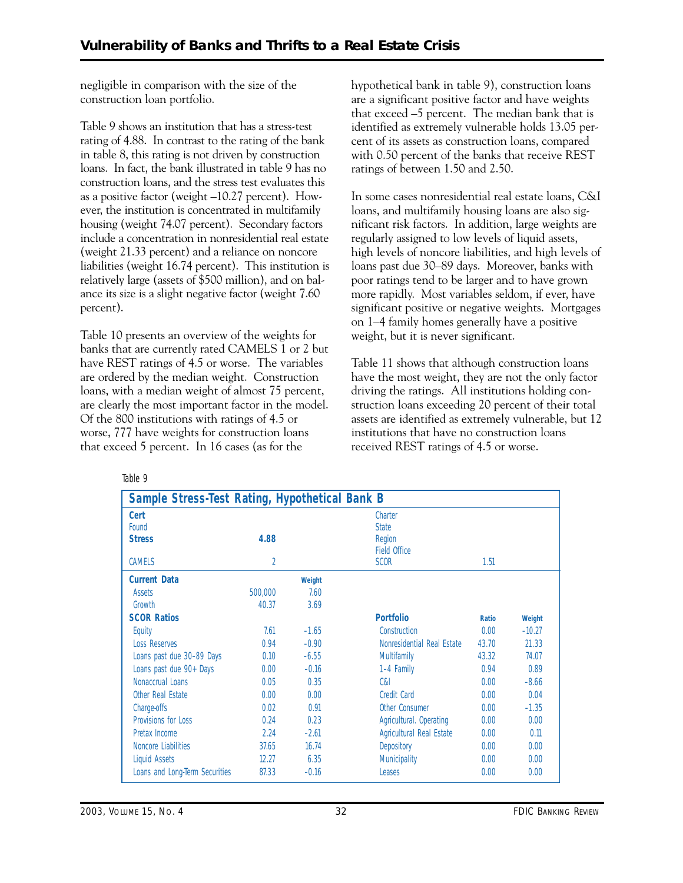negligible in comparison with the size of the construction loan portfolio.

Table 9 shows an institution that has a stress-test rating of 4.88. In contrast to the rating of the bank in table 8, this rating is not driven by construction loans. In fact, the bank illustrated in table 9 has no construction loans, and the stress test evaluates this as a positive factor (weight –10.27 percent). However, the institution is concentrated in multifamily housing (weight 74.07 percent). Secondary factors include a concentration in nonresidential real estate (weight 21.33 percent) and a reliance on noncore liabilities (weight 16.74 percent). This institution is relatively large (assets of $500 million), and on balance its size is a slight negative factor (weight 7.60 percent).

Table 10 presents an overview of the weights for banks that are currently rated CAMELS 1 or 2 but have REST ratings of 4.5 or worse. The variables are ordered by the median weight. Construction loans, with a median weight of almost 75 percent, are clearly the most important factor in the model. Of the 800 institutions with ratings of 4.5 or worse, 777 have weights for construction loans that exceed 5 percent. In 16 cases (as for the hypothetical bank in table 9), construction loans are a significant positive factor and have weights that exceed –5 percent. The median bank that is identified as extremely vulnerable holds 13.05 percent of its assets as construction loans, compared with 0.50 percent of the banks that receive REST ratings of between 1.50 and 2.50.

In some cases nonresidential real estate loans, C&I loans, and multifamily housing loans are also significant risk factors. In addition, large weights are regularly assigned to low levels of liquid assets, high levels of noncore liabilities, and high levels of loans past due 30–89 days. Moreover, banks with poor ratings tend to be larger and to have grown more rapidly. Most variables seldom, if ever, have significant positive or negative weights. Mortgages on 1–4 family homes generally have a positive weight, but it is never significant.

Table 11 shows that although construction loans have the most weight, they are not the only factor driving the ratings. All institutions holding construction loans exceeding 20 percent of their total assets are identified as extremely vulnerable, but 12 institutions that have no construction loans received REST ratings of 4.5 or worse.

Table 9

**Sample Stress-Test Rating, Hypothetical Bank B**

| | | | | | |
|---|---|---|---|---|---|
| **Cert** | | | Charter | | |
| Found | | | State | | |
| **Stress** | **4.88** | | Region | | |
| | | | Field Office | | |
| CAMELS | 2 | | SCOR | 1.51 | |
| **Current Data** | | **Weight** | | | |
| Assets | 500,000 | 7.60 | | | |
| Growth | 40.37 | 3.69 | | | |
| **SCOR Ratios** | | | **Portfolio** | **Ratio** | **Weight** |
| Equity | 7.61 | –1.65 | Construction | 0.00 | –10.27 |
| Loss Reserves | 0.94 | –0.90 | Nonresidential Real Estate | 43.70 | 21.33 |
| Loans past due 30–89 Days | 0.10 | –6.55 | Multifamily | 43.32 | 74.07 |
| Loans past due 90+ Days | 0.00 | –0.16 | 1–4 Family | 0.94 | 0.89 |
| Nonaccrual Loans | 0.05 | 0.35 | C&I | 0.00 | –8.66 |
| Other Real Estate | 0.00 | 0.00 | Credit Card | 0.00 | 0.04 |
| Charge-offs | 0.02 | 0.91 | Other Consumer | 0.00 | –1.35 |
| Provisions for Loss | 0.24 | 0.23 | Agricultural. Operating | 0.00 | 0.00 |
| Pretax Income | 2.24 | –2.61 | Agricultural Real Estate | 0.00 | 0.11 |
| Noncore Liabilities | 37.65 | 16.74 | Depository | 0.00 | 0.00 |
| Liquid Assets | 12.27 | 6.35 | Municipality | 0.00 | 0.00 |
| Loans and Long-Term Securities | 87.33 | –0.16 | Leases | 0.00 | 0.00 |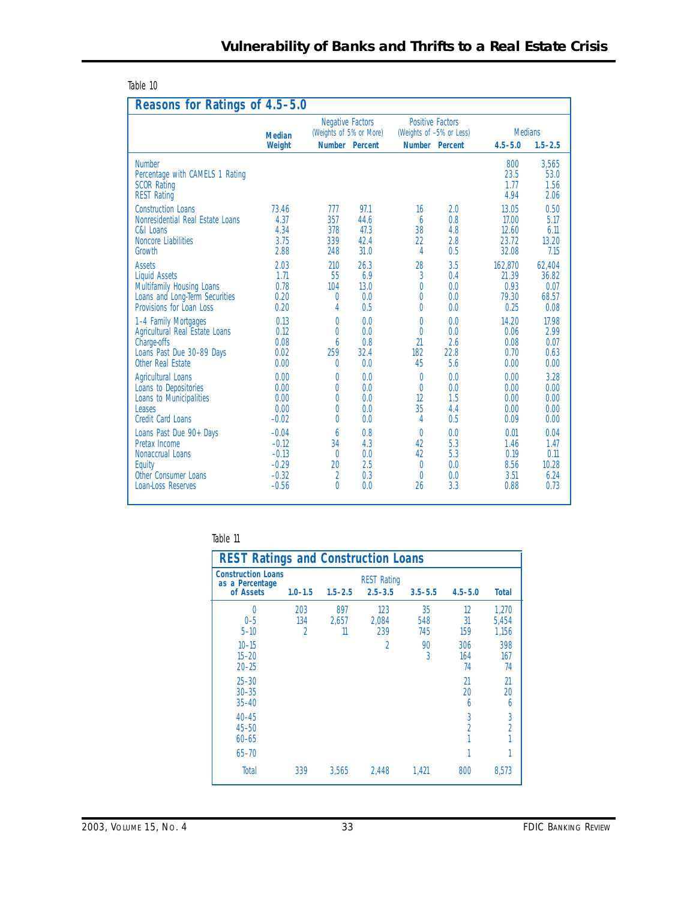Table 10

**Reasons for Ratings of 4.5–5.0**

| | Median Weight | Negative Factors (Weights of 5% or More) | | Positive Factors (Weights of –5% or Less) | | Medians | |
|---|---|---|---|---|---|---|---|
| | | Number | Percent | Number | Percent | 4.5–5.0 | 1.5–2.5 |
| Number | | | | | | 800 | 3,565 |
| Percentage with CAMELS 1 Rating | | | | | | 23.5 | 53.0 |
| SCOR Rating | | | | | | 1.77 | 1.56 |
| REST Rating | | | | | | 4.94 | 2.06 |
| Construction Loans | 73.46 | 777 | 97.1 | 16 | 2.0 | 13.05 | 0.50 |
| Nonresidential Real Estate Loans | 4.37 | 357 | 44.6 | 6 | 0.8 | 17.00 | 5.17 |
| C&I Loans | 4.34 | 378 | 47.3 | 38 | 4.8 | 12.60 | 6.11 |
| Noncore Liabilities | 3.75 | 339 | 42.4 | 22 | 2.8 | 23.72 | 13.20 |
| Growth | 2.88 | 248 | 31.0 | 4 | 0.5 | 32.08 | 7.15 |
| Assets | 2.03 | 210 | 26.3 | 28 | 3.5 | 162,870 | 62,404 |
| Liquid Assets | 1.71 | 55 | 6.9 | 3 | 0.4 | 21.39 | 36.82 |
| Multifamily Housing Loans | 0.78 | 104 | 13.0 | 0 | 0.0 | 0.93 | 0.07 |
| Loans and Long-Term Securities | 0.20 | 0 | 0.0 | 0 | 0.0 | 79.30 | 68.57 |
| Provisions for Loan Loss | 0.20 | 4 | 0.5 | 0 | 0.0 | 0.25 | 0.08 |
| 1–4 Family Mortgages | 0.13 | 0 | 0.0 | 0 | 0.0 | 14.20 | 17.98 |
| Agricultural Real Estate Loans | 0.12 | 0 | 0.0 | 0 | 0.0 | 0.06 | 2.99 |
| Charge-offs | 0.08 | 6 | 0.8 | 21 | 2.6 | 0.08 | 0.07 |
| Loans Past Due 30–89 Days | 0.02 | 259 | 32.4 | 182 | 22.8 | 0.70 | 0.63 |
| Other Real Estate | 0.00 | 0 | 0.0 | 45 | 5.6 | 0.00 | 0.00 |
| Agricultural Loans | 0.00 | 0 | 0.0 | 0 | 0.0 | 0.00 | 3.28 |
| Loans to Depositories | 0.00 | 0 | 0.0 | 0 | 0.0 | 0.00 | 0.00 |
| Loans to Municipalities | 0.00 | 0 | 0.0 | 12 | 1.5 | 0.00 | 0.00 |
| Leases | 0.00 | 0 | 0.0 | 35 | 4.4 | 0.00 | 0.00 |
| Credit Card Loans | –0.02 | 0 | 0.0 | 4 | 0.5 | 0.09 | 0.00 |
| Loans Past Due 90+ Days | –0.04 | 6 | 0.8 | 0 | 0.0 | 0.01 | 0.04 |
| Pretax Income | –0.12 | 34 | 4.3 | 42 | 5.3 | 1.46 | 1.47 |
| Nonaccrual Loans | –0.13 | 0 | 0.0 | 42 | 5.3 | 0.19 | 0.11 |
| Equity | –0.29 | 20 | 2.5 | 0 | 0.0 | 8.56 | 10.28 |
| Other Consumer Loans | –0.32 | 2 | 0.3 | 0 | 0.0 | 3.51 | 6.24 |
| Loan-Loss Reserves | –0.56 | 0 | 0.0 | 26 | 3.3 | 0.88 | 0.73 |

Table 11

**REST Ratings and Construction Loans**

| Construction Loans as a Percentage of Assets | REST Rating 1.0–1.5 | 1.5–2.5 | 2.5–3.5 | 3.5–5.5 | 4.5–5.0 | Total |
|---|---|---|---|---|---|---|
| 0 | 203 | 897 | 123 | 35 | 12 | 1,270 |
| 0–5 | 134 | 2,657 | 2,084 | 548 | 31 | 5,454 |
| 5–10 | 2 | 11 | 239 | 745 | 159 | 1,156 |
| 10–15 | | | 2 | 90 | 306 | 398 |
| 15–20 | | | | 3 | 164 | 167 |
| 20–25 | | | | | 74 | 74 |
| 25–30 | | | | | 21 | 21 |
| 30–35 | | | | | 20 | 20 |
| 35–40 | | | | | 6 | 6 |
| 40–45 | | | | | 3 | 3 |
| 45–50 | | | | | 2 | 2 |
| 60–65 | | | | | 1 | 1 |
| 65–70 | | | | | 1 | 1 |
| Total | 339 | 3,565 | 2,448 | 1,421 | 800 | 8,573 |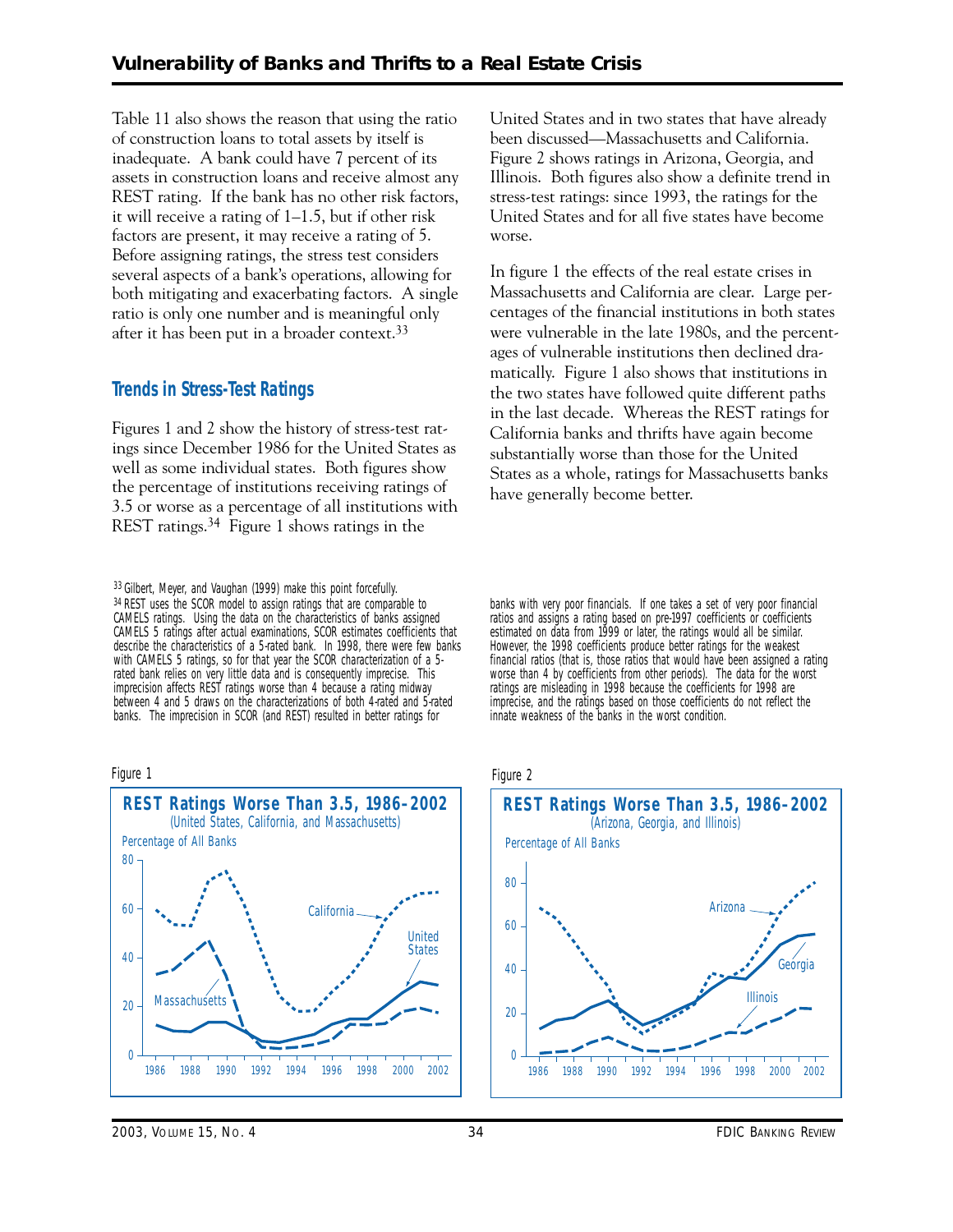Table 11 also shows the reason that using the ratio of construction loans to total assets by itself is inadequate. A bank could have 7 percent of its assets in construction loans and receive almost any REST rating. If the bank has no other risk factors, it will receive a rating of 1–1.5, but if other risk factors are present, it may receive a rating of 5. Before assigning ratings, the stress test considers several aspects of a bank's operations, allowing for both mitigating and exacerbating factors. A single ratio is only one number and is meaningful only after it has been put in a broader context.[33]

## Trends in Stress-Test Ratings

Figures 1 and 2 show the history of stress-test ratings since December 1986 for the United States as well as some individual states. Both figures show the percentage of institutions receiving ratings of 3.5 or worse as a percentage of all institutions with REST ratings.[34] Figure 1 shows ratings in the United States and in two states that have already been discussed—Massachusetts and California. Figure 2 shows ratings in Arizona, Georgia, and Illinois. Both figures also show a definite trend in stress-test ratings: since 1993, the ratings for the United States and for all five states have become worse.

In figure 1 the effects of the real estate crises in Massachusetts and California are clear. Large percentages of the financial institutions in both states were vulnerable in the late 1980s, and the percentages of vulnerable institutions then declined dramatically. Figure 1 also shows that institutions in the two states have followed quite different paths in the last decade. Whereas the REST ratings for California banks and thrifts have again become substantially worse than those for the United States as a whole, ratings for Massachusetts banks have generally become better.

[33] Gilbert, Meyer, and Vaughan (1999) make this point forcefully.

[34] REST uses the SCOR model to assign ratings that are comparable to CAMELS ratings. Using the data on the characteristics of banks assigned CAMELS 5 ratings after actual examinations, SCOR estimates coefficients that describe the characteristics of a 5-rated bank. In 1998, there were few banks with CAMELS 5 ratings, so for that year the SCOR characterization of a 5-rated bank relies on very little data and is consequently imprecise. This imprecision affects REST ratings worse than 4 because a rating midway between 4 and 5 draws on the characterizations of both 4-rated and 5-rated banks. The imprecision in SCOR (and REST) resulted in better ratings for banks with very poor financials. If one takes a set of very poor financial ratios and assigns a rating based on pre-1997 coefficients or coefficients estimated on data from 1999 or later, the ratings would all be similar. However, the 1998 coefficients produce better ratings for the weakest financial ratios (that is, those ratios that would have been assigned a rating worse than 4 by coefficients from other periods). The data for the worst ratings are misleading in 1998 because the coefficients for 1998 are imprecise, and the ratings based on those coefficients do not reflect the innate weakness of the banks in the worst condition.

Figure 1

**REST Ratings Worse Than 3.5, 1986-2002**
(United States, California, and Massachusetts)

Figure 2

**REST Ratings Worse Than 3.5, 1986-2002**
(Arizona, Georgia, and Illinois)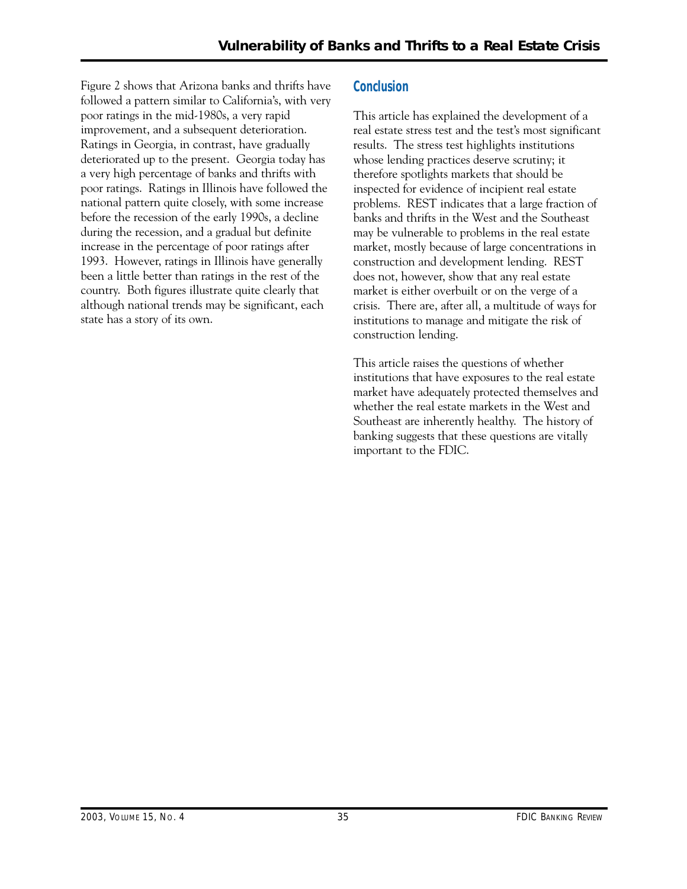Figure 2 shows that Arizona banks and thrifts have followed a pattern similar to California's, with very poor ratings in the mid-1980s, a very rapid improvement, and a subsequent deterioration. Ratings in Georgia, in contrast, have gradually deteriorated up to the present. Georgia today has a very high percentage of banks and thrifts with poor ratings. Ratings in Illinois have followed the national pattern quite closely, with some increase before the recession of the early 1990s, a decline during the recession, and a gradual but definite increase in the percentage of poor ratings after 1993. However, ratings in Illinois have generally been a little better than ratings in the rest of the country. Both figures illustrate quite clearly that although national trends may be significant, each state has a story of its own.

## Conclusion

This article has explained the development of a real estate stress test and the test's most significant results. The stress test highlights institutions whose lending practices deserve scrutiny; it therefore spotlights markets that should be inspected for evidence of incipient real estate problems. REST indicates that a large fraction of banks and thrifts in the West and the Southeast may be vulnerable to problems in the real estate market, mostly because of large concentrations in construction and development lending. REST does not, however, show that any real estate market is either overbuilt or on the verge of a crisis. There are, after all, a multitude of ways for institutions to manage and mitigate the risk of construction lending.

This article raises the questions of whether institutions that have exposures to the real estate market have adequately protected themselves and whether the real estate markets in the West and Southeast are inherently healthy. The history of banking suggests that these questions are vitally important to the FDIC.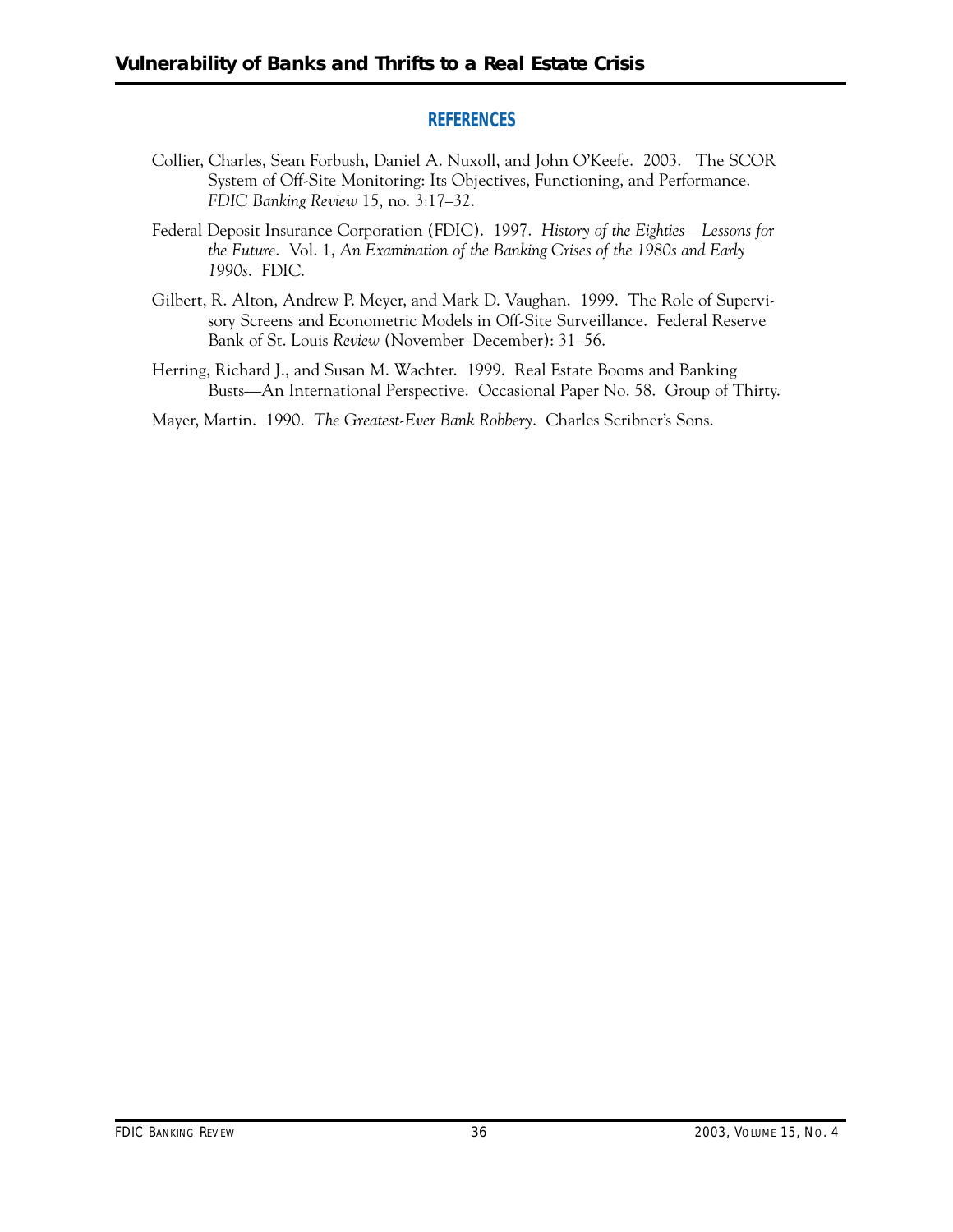## REFERENCES

Collier, Charles, Sean Forbush, Daniel A. Nuxoll, and John O'Keefe. 2003. The SCOR System of Off-Site Monitoring: Its Objectives, Functioning, and Performance. *FDIC Banking Review* 15, no. 3:17–32.

Federal Deposit Insurance Corporation (FDIC). 1997. *History of the Eighties—Lessons for the Future*. Vol. 1, *An Examination of the Banking Crises of the 1980s and Early 1990s*. FDIC.

Gilbert, R. Alton, Andrew P. Meyer, and Mark D. Vaughan. 1999. The Role of Supervisory Screens and Econometric Models in Off-Site Surveillance. Federal Reserve Bank of St. Louis *Review* (November–December): 31–56.

Herring, Richard J., and Susan M. Wachter. 1999. Real Estate Booms and Banking Busts—An International Perspective. Occasional Paper No. 58. Group of Thirty.

Mayer, Martin. 1990. *The Greatest-Ever Bank Robbery*. Charles Scribner's Sons.